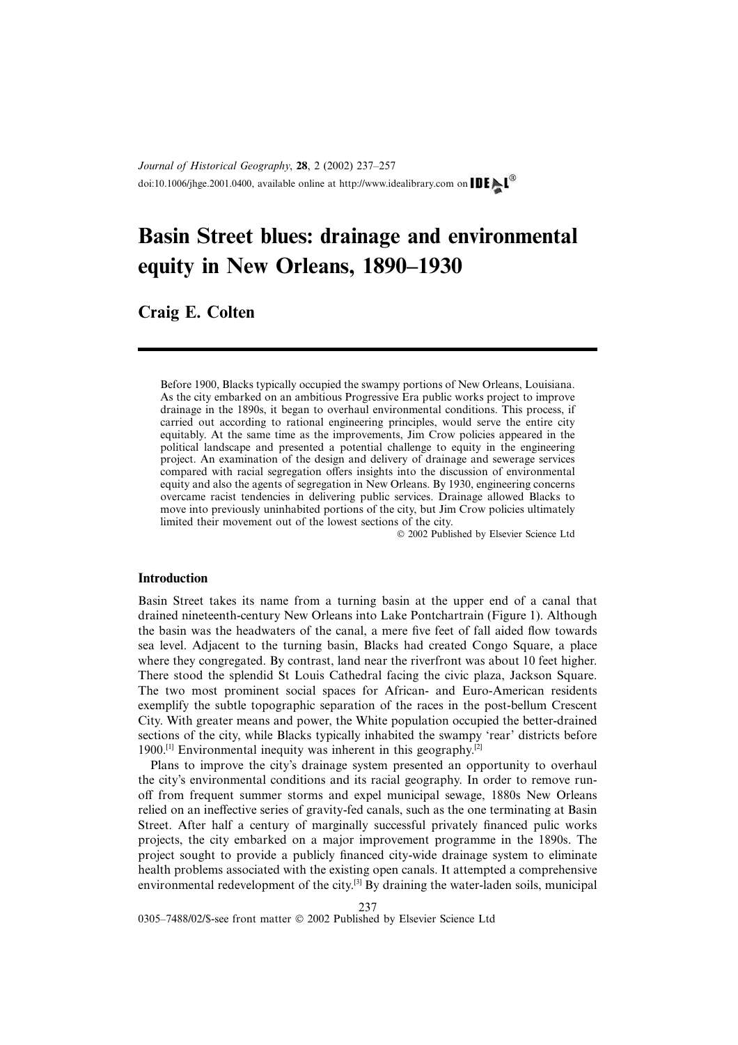*Journal of Historical Geography*, **28**, 2 (2002) 237–257
doi:10.1006/jhge.2001.0400, available online at http://www.idealibrary.com on IDEAL®

# Basin Street blues: drainage and environmental equity in New Orleans, 1890–1930

## Craig E. Colten

Before 1900, Blacks typically occupied the swampy portions of New Orleans, Louisiana. As the city embarked on an ambitious Progressive Era public works project to improve drainage in the 1890s, it began to overhaul environmental conditions. This process, if carried out according to rational engineering principles, would serve the entire city equitably. At the same time as the improvements, Jim Crow policies appeared in the political landscape and presented a potential challenge to equity in the engineering project. An examination of the design and delivery of drainage and sewerage services compared with racial segregation offers insights into the discussion of environmental equity and also the agents of segregation in New Orleans. By 1930, engineering concerns overcame racist tendencies in delivering public services. Drainage allowed Blacks to move into previously uninhabited portions of the city, but Jim Crow policies ultimately limited their movement out of the lowest sections of the city.

© 2002 Published by Elsevier Science Ltd

### Introduction

Basin Street takes its name from a turning basin at the upper end of a canal that drained nineteenth-century New Orleans into Lake Pontchartrain (Figure 1). Although the basin was the headwaters of the canal, a mere five feet of fall aided flow towards sea level. Adjacent to the turning basin, Blacks had created Congo Square, a place where they congregated. By contrast, land near the riverfront was about 10 feet higher. There stood the splendid St Louis Cathedral facing the civic plaza, Jackson Square. The two most prominent social spaces for African- and Euro-American residents exemplify the subtle topographic separation of the races in the post-bellum Crescent City. With greater means and power, the White population occupied the better-drained sections of the city, while Blacks typically inhabited the swampy 'rear' districts before 1900.[1] Environmental inequity was inherent in this geography.[2]

Plans to improve the city's drainage system presented an opportunity to overhaul the city's environmental conditions and its racial geography. In order to remove run-off from frequent summer storms and expel municipal sewage, 1880s New Orleans relied on an ineffective series of gravity-fed canals, such as the one terminating at Basin Street. After half a century of marginally successful privately financed pulic works projects, the city embarked on a major improvement programme in the 1890s. The project sought to provide a publicly financed city-wide drainage system to eliminate health problems associated with the existing open canals. It attempted a comprehensive environmental redevelopment of the city.[3] By draining the water-laden soils, municipal

0305–7488/02/$-see front matter © 2002 Published by Elsevier Science Ltd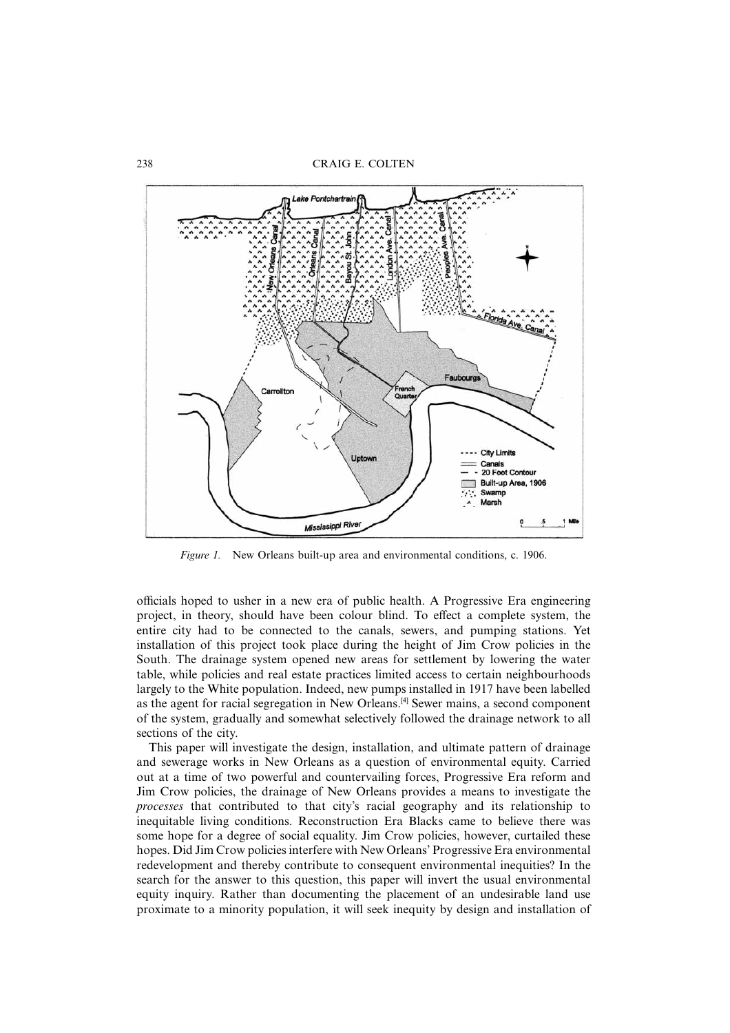Figure 1. New Orleans built-up area and environmental conditions, c. 1906.

officials hoped to usher in a new era of public health. A Progressive Era engineering project, in theory, should have been colour blind. To effect a complete system, the entire city had to be connected to the canals, sewers, and pumping stations. Yet installation of this project took place during the height of Jim Crow policies in the South. The drainage system opened new areas for settlement by lowering the water table, while policies and real estate practices limited access to certain neighbourhoods largely to the White population. Indeed, new pumps installed in 1917 have been labelled as the agent for racial segregation in New Orleans.[4] Sewer mains, a second component of the system, gradually and somewhat selectively followed the drainage network to all sections of the city.

This paper will investigate the design, installation, and ultimate pattern of drainage and sewerage works in New Orleans as a question of environmental equity. Carried out at a time of two powerful and countervailing forces, Progressive Era reform and Jim Crow policies, the drainage of New Orleans provides a means to investigate the *processes* that contributed to that city's racial geography and its relationship to inequitable living conditions. Reconstruction Era Blacks came to believe there was some hope for a degree of social equality. Jim Crow policies, however, curtailed these hopes. Did Jim Crow policies interfere with New Orleans' Progressive Era environmental redevelopment and thereby contribute to consequent environmental inequities? In the search for the answer to this question, this paper will invert the usual environmental equity inquiry. Rather than documenting the placement of an undesirable land use proximate to a minority population, it will seek inequity by design and installation of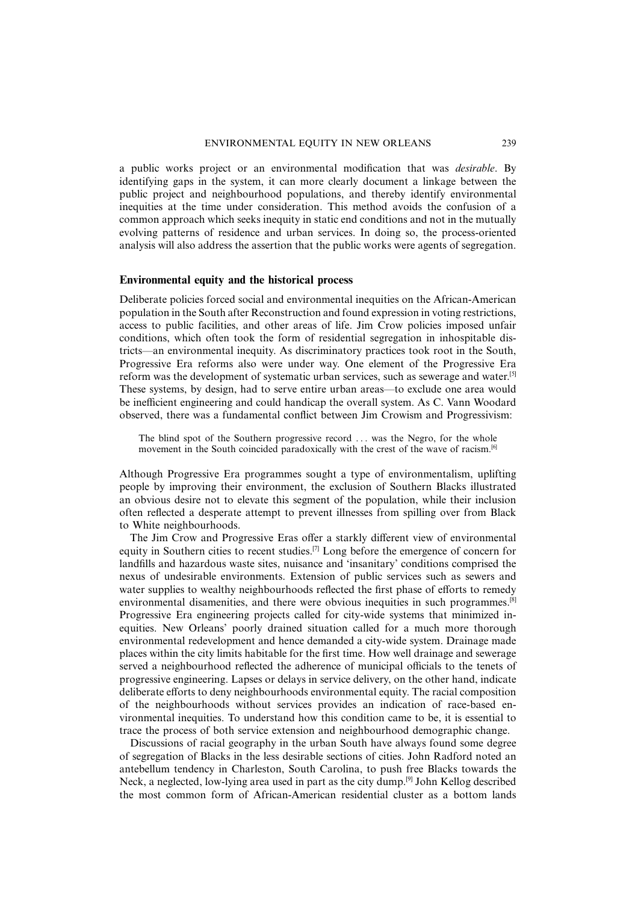a public works project or an environmental modification that was *desirable*. By identifying gaps in the system, it can more clearly document a linkage between the public project and neighbourhood populations, and thereby identify environmental inequities at the time under consideration. This method avoids the confusion of a common approach which seeks inequity in static end conditions and not in the mutually evolving patterns of residence and urban services. In doing so, the process-oriented analysis will also address the assertion that the public works were agents of segregation.

## Environmental equity and the historical process

Deliberate policies forced social and environmental inequities on the African-American population in the South after Reconstruction and found expression in voting restrictions, access to public facilities, and other areas of life. Jim Crow policies imposed unfair conditions, which often took the form of residential segregation in inhospitable districts—an environmental inequity. As discriminatory practices took root in the South, Progressive Era reforms also were under way. One element of the Progressive Era reform was the development of systematic urban services, such as sewerage and water.[5] These systems, by design, had to serve entire urban areas—to exclude one area would be inefficient engineering and could handicap the overall system. As C. Vann Woodard observed, there was a fundamental conflict between Jim Crowism and Progressivism:

> The blind spot of the Southern progressive record . . . was the Negro, for the whole movement in the South coincided paradoxically with the crest of the wave of racism.[6]

Although Progressive Era programmes sought a type of environmentalism, uplifting people by improving their environment, the exclusion of Southern Blacks illustrated an obvious desire not to elevate this segment of the population, while their inclusion often reflected a desperate attempt to prevent illnesses from spilling over from Black to White neighbourhoods.

The Jim Crow and Progressive Eras offer a starkly different view of environmental equity in Southern cities to recent studies.[7] Long before the emergence of concern for landfills and hazardous waste sites, nuisance and 'insanitary' conditions comprised the nexus of undesirable environments. Extension of public services such as sewers and water supplies to wealthy neighbourhoods reflected the first phase of efforts to remedy environmental disamenities, and there were obvious inequities in such programmes.[8] Progressive Era engineering projects called for city-wide systems that minimized inequities. New Orleans' poorly drained situation called for a much more thorough environmental redevelopment and hence demanded a city-wide system. Drainage made places within the city limits habitable for the first time. How well drainage and sewerage served a neighbourhood reflected the adherence of municipal officials to the tenets of progressive engineering. Lapses or delays in service delivery, on the other hand, indicate deliberate efforts to deny neighbourhoods environmental equity. The racial composition of the neighbourhoods without services provides an indication of race-based environmental inequities. To understand how this condition came to be, it is essential to trace the process of both service extension and neighbourhood demographic change.

Discussions of racial geography in the urban South have always found some degree of segregation of Blacks in the less desirable sections of cities. John Radford noted an antebellum tendency in Charleston, South Carolina, to push free Blacks towards the Neck, a neglected, low-lying area used in part as the city dump.[9] John Kellog described the most common form of African-American residential cluster as a bottom lands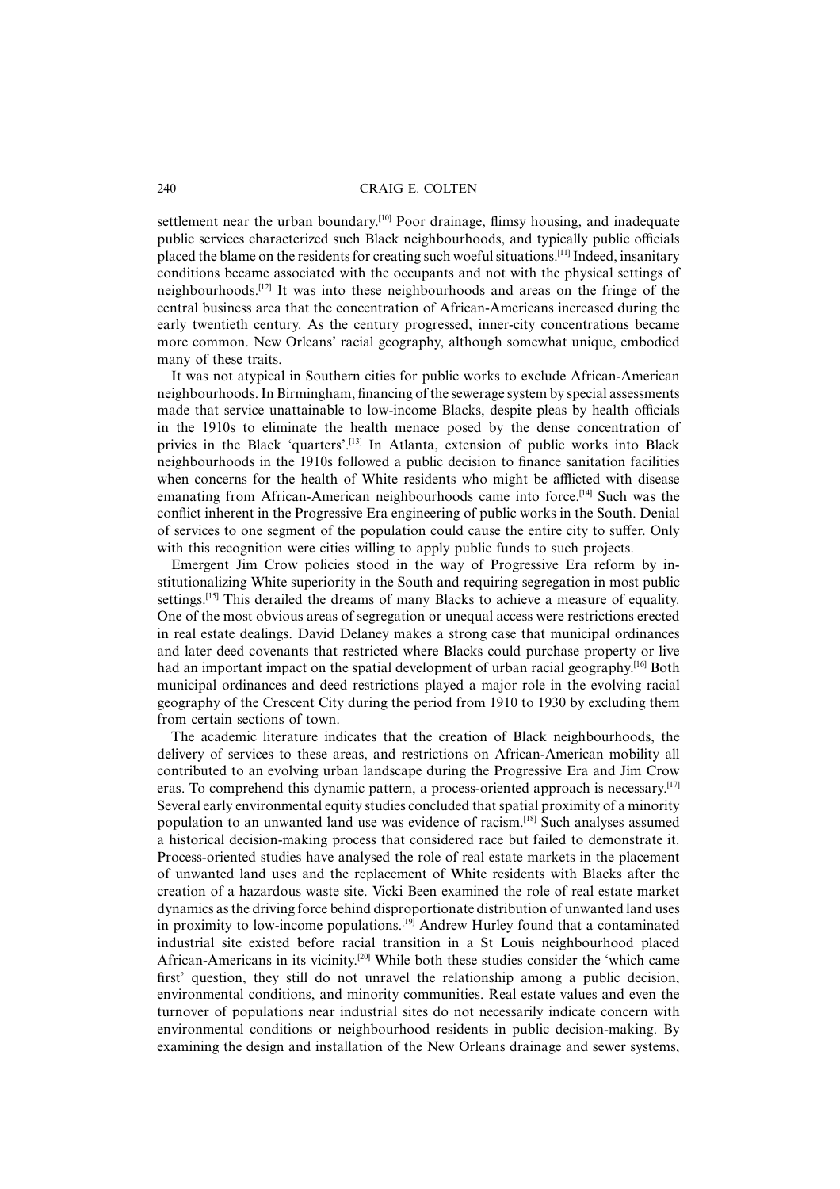settlement near the urban boundary.[10] Poor drainage, flimsy housing, and inadequate public services characterized such Black neighbourhoods, and typically public officials placed the blame on the residents for creating such woeful situations.[11] Indeed, insanitary conditions became associated with the occupants and not with the physical settings of neighbourhoods.[12] It was into these neighbourhoods and areas on the fringe of the central business area that the concentration of African-Americans increased during the early twentieth century. As the century progressed, inner-city concentrations became more common. New Orleans' racial geography, although somewhat unique, embodied many of these traits.

It was not atypical in Southern cities for public works to exclude African-American neighbourhoods. In Birmingham, financing of the sewerage system by special assessments made that service unattainable to low-income Blacks, despite pleas by health officials in the 1910s to eliminate the health menace posed by the dense concentration of privies in the Black 'quarters'.[13] In Atlanta, extension of public works into Black neighbourhoods in the 1910s followed a public decision to finance sanitation facilities when concerns for the health of White residents who might be afflicted with disease emanating from African-American neighbourhoods came into force.[14] Such was the conflict inherent in the Progressive Era engineering of public works in the South. Denial of services to one segment of the population could cause the entire city to suffer. Only with this recognition were cities willing to apply public funds to such projects.

Emergent Jim Crow policies stood in the way of Progressive Era reform by institutionalizing White superiority in the South and requiring segregation in most public settings.[15] This derailed the dreams of many Blacks to achieve a measure of equality. One of the most obvious areas of segregation or unequal access were restrictions erected in real estate dealings. David Delaney makes a strong case that municipal ordinances and later deed covenants that restricted where Blacks could purchase property or live had an important impact on the spatial development of urban racial geography.[16] Both municipal ordinances and deed restrictions played a major role in the evolving racial geography of the Crescent City during the period from 1910 to 1930 by excluding them from certain sections of town.

The academic literature indicates that the creation of Black neighbourhoods, the delivery of services to these areas, and restrictions on African-American mobility all contributed to an evolving urban landscape during the Progressive Era and Jim Crow eras. To comprehend this dynamic pattern, a process-oriented approach is necessary.[17] Several early environmental equity studies concluded that spatial proximity of a minority population to an unwanted land use was evidence of racism.[18] Such analyses assumed a historical decision-making process that considered race but failed to demonstrate it. Process-oriented studies have analysed the role of real estate markets in the placement of unwanted land uses and the replacement of White residents with Blacks after the creation of a hazardous waste site. Vicki Been examined the role of real estate market dynamics as the driving force behind disproportionate distribution of unwanted land uses in proximity to low-income populations.[19] Andrew Hurley found that a contaminated industrial site existed before racial transition in a St Louis neighbourhood placed African-Americans in its vicinity.[20] While both these studies consider the 'which came first' question, they still do not unravel the relationship among a public decision, environmental conditions, and minority communities. Real estate values and even the turnover of populations near industrial sites do not necessarily indicate concern with environmental conditions or neighbourhood residents in public decision-making. By examining the design and installation of the New Orleans drainage and sewer systems,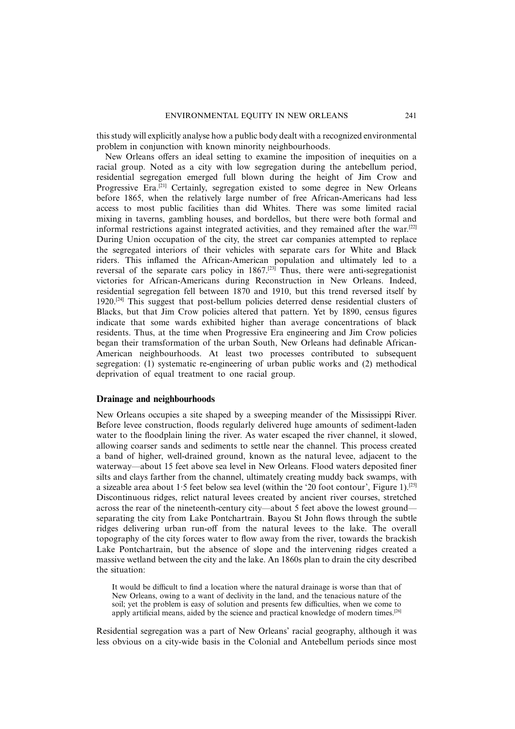this study will explicitly analyse how a public body dealt with a recognized environmental problem in conjunction with known minority neighbourhoods.

New Orleans offers an ideal setting to examine the imposition of inequities on a racial group. Noted as a city with low segregation during the antebellum period, residential segregation emerged full blown during the height of Jim Crow and Progressive Era.[21] Certainly, segregation existed to some degree in New Orleans before 1865, when the relatively large number of free African-Americans had less access to most public facilities than did Whites. There was some limited racial mixing in taverns, gambling houses, and bordellos, but there were both formal and informal restrictions against integrated activities, and they remained after the war.[22] During Union occupation of the city, the street car companies attempted to replace the segregated interiors of their vehicles with separate cars for White and Black riders. This inflamed the African-American population and ultimately led to a reversal of the separate cars policy in 1867.[23] Thus, there were anti-segregationist victories for African-Americans during Reconstruction in New Orleans. Indeed, residential segregation fell between 1870 and 1910, but this trend reversed itself by 1920.[24] This suggest that post-bellum policies deterred dense residential clusters of Blacks, but that Jim Crow policies altered that pattern. Yet by 1890, census figures indicate that some wards exhibited higher than average concentrations of black residents. Thus, at the time when Progressive Era engineering and Jim Crow policies began their tramsformation of the urban South, New Orleans had definable African-American neighbourhoods. At least two processes contributed to subsequent segregation: (1) systematic re-engineering of urban public works and (2) methodical deprivation of equal treatment to one racial group.

## Drainage and neighbourhoods

New Orleans occupies a site shaped by a sweeping meander of the Mississippi River. Before levee construction, floods regularly delivered huge amounts of sediment-laden water to the floodplain lining the river. As water escaped the river channel, it slowed, allowing coarser sands and sediments to settle near the channel. This process created a band of higher, well-drained ground, known as the natural levee, adjacent to the waterway—about 15 feet above sea level in New Orleans. Flood waters deposited finer silts and clays farther from the channel, ultimately creating muddy back swamps, with a sizeable area about 1·5 feet below sea level (within the '20 foot contour', Figure 1).[25] Discontinuous ridges, relict natural levees created by ancient river courses, stretched across the rear of the nineteenth-century city—about 5 feet above the lowest ground—separating the city from Lake Pontchartrain. Bayou St John flows through the subtle ridges delivering urban run-off from the natural levees to the lake. The overall topography of the city forces water to flow away from the river, towards the brackish Lake Pontchartrain, but the absence of slope and the intervening ridges created a massive wetland between the city and the lake. An 1860s plan to drain the city described the situation:

> It would be difficult to find a location where the natural drainage is worse than that of New Orleans, owing to a want of declivity in the land, and the tenacious nature of the soil; yet the problem is easy of solution and presents few difficulties, when we come to apply artificial means, aided by the science and practical knowledge of modern times.[26]

Residential segregation was a part of New Orleans' racial geography, although it was less obvious on a city-wide basis in the Colonial and Antebellum periods since most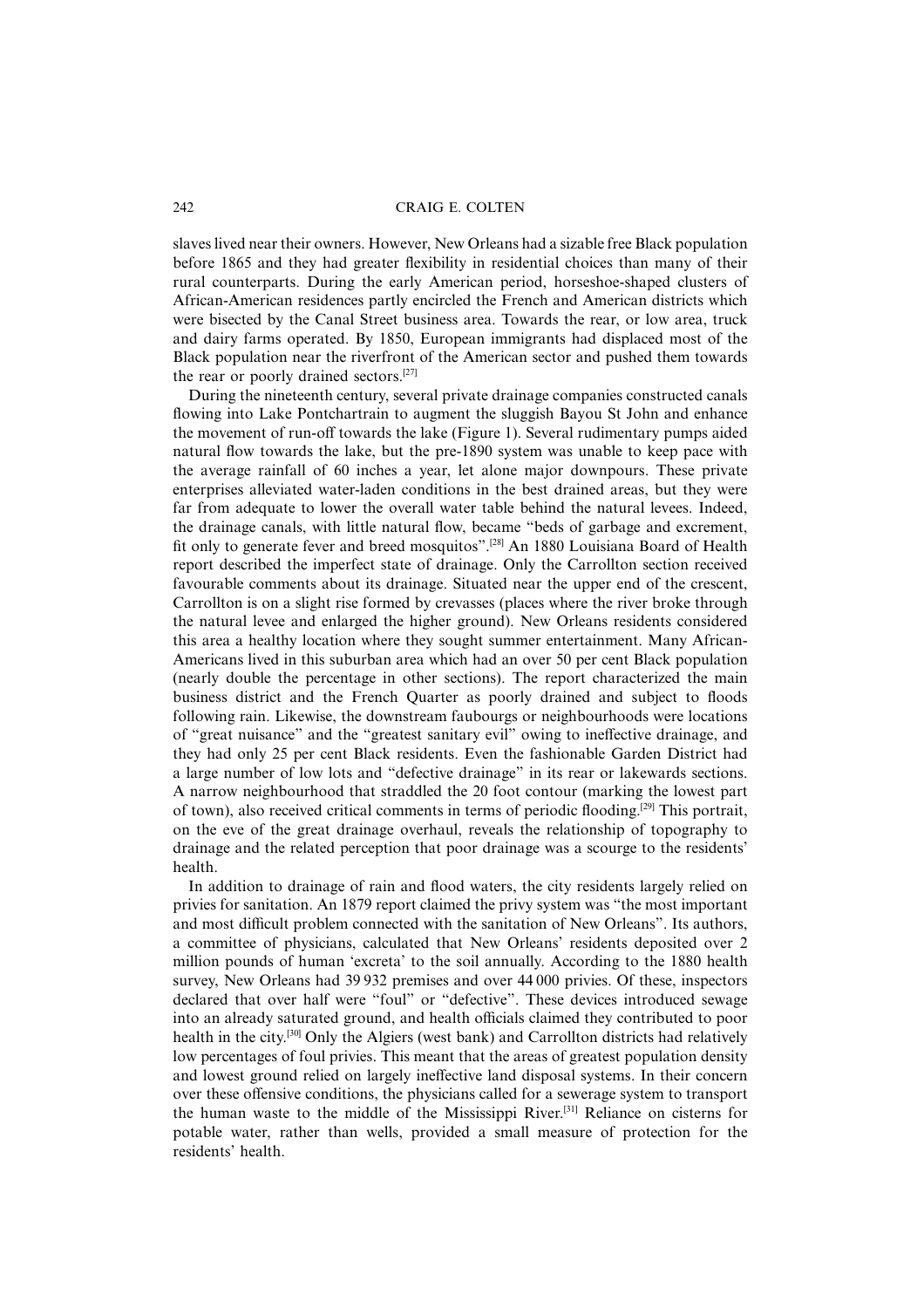slaves lived near their owners. However, New Orleans had a sizable free Black population before 1865 and they had greater flexibility in residential choices than many of their rural counterparts. During the early American period, horseshoe-shaped clusters of African-American residences partly encircled the French and American districts which were bisected by the Canal Street business area. Towards the rear, or low area, truck and dairy farms operated. By 1850, European immigrants had displaced most of the Black population near the riverfront of the American sector and pushed them towards the rear or poorly drained sectors.[27]

During the nineteenth century, several private drainage companies constructed canals flowing into Lake Pontchartrain to augment the sluggish Bayou St John and enhance the movement of run-off towards the lake (Figure 1). Several rudimentary pumps aided natural flow towards the lake, but the pre-1890 system was unable to keep pace with the average rainfall of 60 inches a year, let alone major downpours. These private enterprises alleviated water-laden conditions in the best drained areas, but they were far from adequate to lower the overall water table behind the natural levees. Indeed, the drainage canals, with little natural flow, became "beds of garbage and excrement, fit only to generate fever and breed mosquitos".[28] An 1880 Louisiana Board of Health report described the imperfect state of drainage. Only the Carrollton section received favourable comments about its drainage. Situated near the upper end of the crescent, Carrollton is on a slight rise formed by crevasses (places where the river broke through the natural levee and enlarged the higher ground). New Orleans residents considered this area a healthy location where they sought summer entertainment. Many African-Americans lived in this suburban area which had an over 50 per cent Black population (nearly double the percentage in other sections). The report characterized the main business district and the French Quarter as poorly drained and subject to floods following rain. Likewise, the downstream faubourgs or neighbourhoods were locations of "great nuisance" and the "greatest sanitary evil" owing to ineffective drainage, and they had only 25 per cent Black residents. Even the fashionable Garden District had a large number of low lots and "defective drainage" in its rear or lakewards sections. A narrow neighbourhood that straddled the 20 foot contour (marking the lowest part of town), also received critical comments in terms of periodic flooding.[29] This portrait, on the eve of the great drainage overhaul, reveals the relationship of topography to drainage and the related perception that poor drainage was a scourge to the residents' health.

In addition to drainage of rain and flood waters, the city residents largely relied on privies for sanitation. An 1879 report claimed the privy system was "the most important and most difficult problem connected with the sanitation of New Orleans". Its authors, a committee of physicians, calculated that New Orleans' residents deposited over 2 million pounds of human 'excreta' to the soil annually. According to the 1880 health survey, New Orleans had 39 932 premises and over 44 000 privies. Of these, inspectors declared that over half were "foul" or "defective". These devices introduced sewage into an already saturated ground, and health officials claimed they contributed to poor health in the city.[30] Only the Algiers (west bank) and Carrollton districts had relatively low percentages of foul privies. This meant that the areas of greatest population density and lowest ground relied on largely ineffective land disposal systems. In their concern over these offensive conditions, the physicians called for a sewerage system to transport the human waste to the middle of the Mississippi River.[31] Reliance on cisterns for potable water, rather than wells, provided a small measure of protection for the residents' health.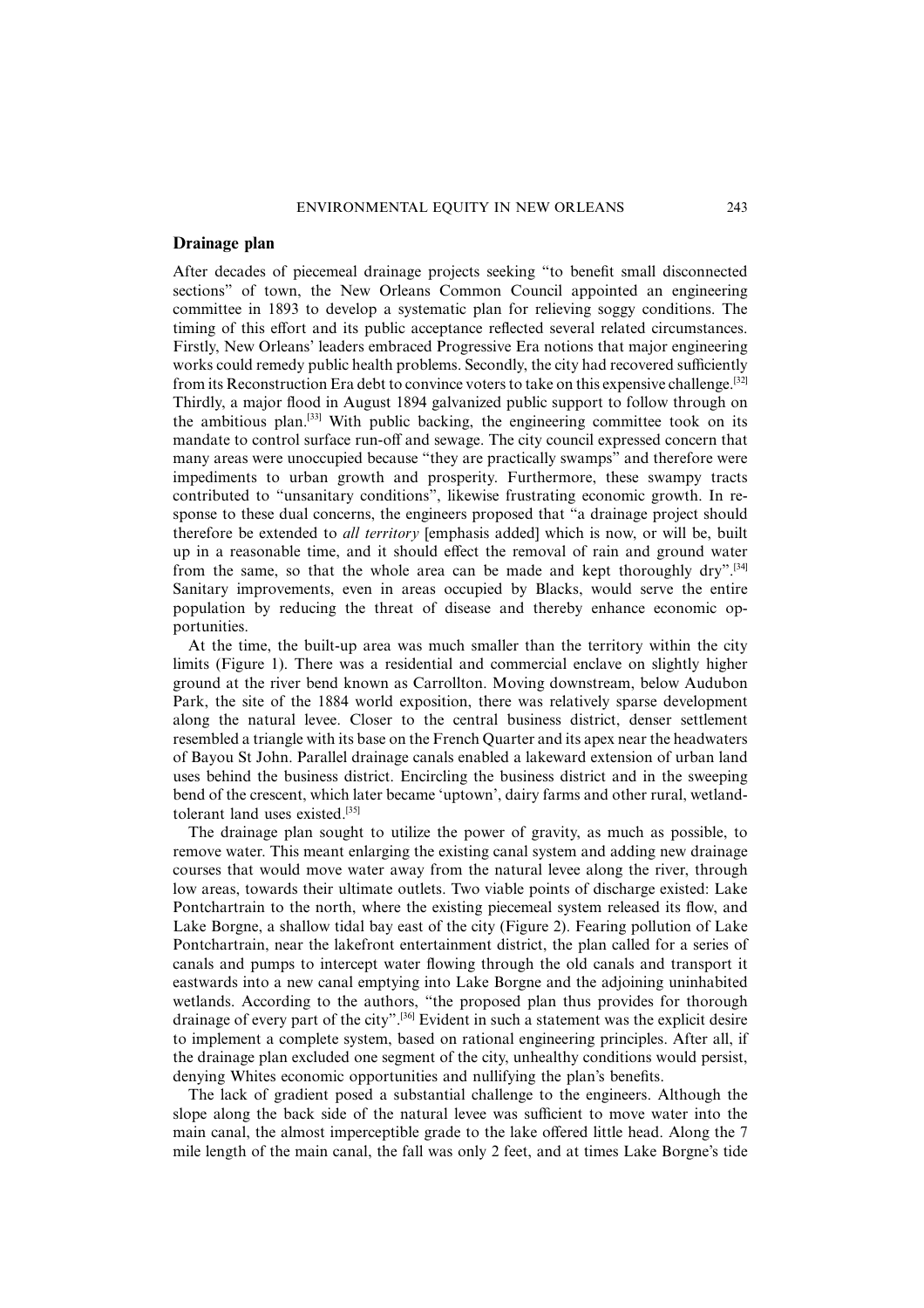## Drainage plan

After decades of piecemeal drainage projects seeking "to benefit small disconnected sections" of town, the New Orleans Common Council appointed an engineering committee in 1893 to develop a systematic plan for relieving soggy conditions. The timing of this effort and its public acceptance reflected several related circumstances. Firstly, New Orleans' leaders embraced Progressive Era notions that major engineering works could remedy public health problems. Secondly, the city had recovered sufficiently from its Reconstruction Era debt to convince voters to take on this expensive challenge.[32] Thirdly, a major flood in August 1894 galvanized public support to follow through on the ambitious plan.[33] With public backing, the engineering committee took on its mandate to control surface run-off and sewage. The city council expressed concern that many areas were unoccupied because "they are practically swamps" and therefore were impediments to urban growth and prosperity. Furthermore, these swampy tracts contributed to "unsanitary conditions", likewise frustrating economic growth. In response to these dual concerns, the engineers proposed that "a drainage project should therefore be extended to *all territory* [emphasis added] which is now, or will be, built up in a reasonable time, and it should effect the removal of rain and ground water from the same, so that the whole area can be made and kept thoroughly dry".[34] Sanitary improvements, even in areas occupied by Blacks, would serve the entire population by reducing the threat of disease and thereby enhance economic opportunities.

At the time, the built-up area was much smaller than the territory within the city limits (Figure 1). There was a residential and commercial enclave on slightly higher ground at the river bend known as Carrollton. Moving downstream, below Audubon Park, the site of the 1884 world exposition, there was relatively sparse development along the natural levee. Closer to the central business district, denser settlement resembled a triangle with its base on the French Quarter and its apex near the headwaters of Bayou St John. Parallel drainage canals enabled a lakeward extension of urban land uses behind the business district. Encircling the business district and in the sweeping bend of the crescent, which later became 'uptown', dairy farms and other rural, wetland-tolerant land uses existed.[35]

The drainage plan sought to utilize the power of gravity, as much as possible, to remove water. This meant enlarging the existing canal system and adding new drainage courses that would move water away from the natural levee along the river, through low areas, towards their ultimate outlets. Two viable points of discharge existed: Lake Pontchartrain to the north, where the existing piecemeal system released its flow, and Lake Borgne, a shallow tidal bay east of the city (Figure 2). Fearing pollution of Lake Pontchartrain, near the lakefront entertainment district, the plan called for a series of canals and pumps to intercept water flowing through the old canals and transport it eastwards into a new canal emptying into Lake Borgne and the adjoining uninhabited wetlands. According to the authors, "the proposed plan thus provides for thorough drainage of every part of the city".[36] Evident in such a statement was the explicit desire to implement a complete system, based on rational engineering principles. After all, if the drainage plan excluded one segment of the city, unhealthy conditions would persist, denying Whites economic opportunities and nullifying the plan's benefits.

The lack of gradient posed a substantial challenge to the engineers. Although the slope along the back side of the natural levee was sufficient to move water into the main canal, the almost imperceptible grade to the lake offered little head. Along the 7 mile length of the main canal, the fall was only 2 feet, and at times Lake Borgne's tide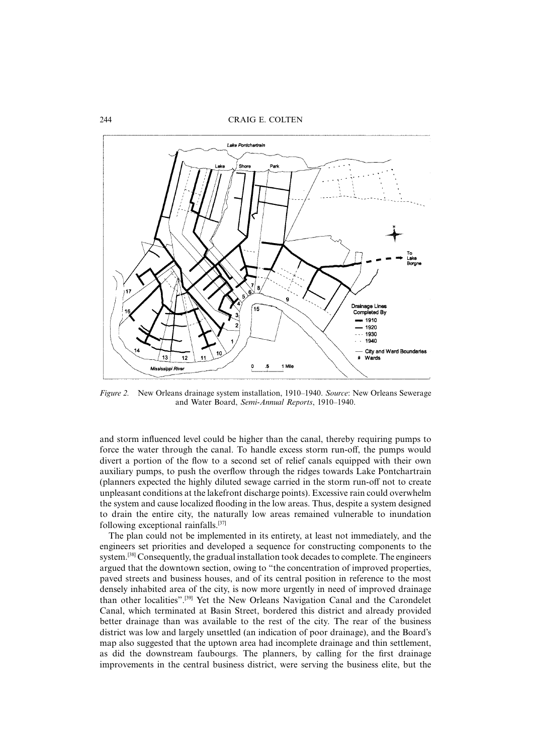*Figure 2.* New Orleans drainage system installation, 1910–1940. *Source*: New Orleans Sewerage and Water Board, *Semi-Annual Reports*, 1910–1940.

and storm influenced level could be higher than the canal, thereby requiring pumps to force the water through the canal. To handle excess storm run-off, the pumps would divert a portion of the flow to a second set of relief canals equipped with their own auxiliary pumps, to push the overflow through the ridges towards Lake Pontchartrain (planners expected the highly diluted sewage carried in the storm run-off not to create unpleasant conditions at the lakefront discharge points). Excessive rain could overwhelm the system and cause localized flooding in the low areas. Thus, despite a system designed to drain the entire city, the naturally low areas remained vulnerable to inundation following exceptional rainfalls.[37]

The plan could not be implemented in its entirety, at least not immediately, and the engineers set priorities and developed a sequence for constructing components to the system.[38] Consequently, the gradual installation took decades to complete. The engineers argued that the downtown section, owing to "the concentration of improved properties, paved streets and business houses, and of its central position in reference to the most densely inhabited area of the city, is now more urgently in need of improved drainage than other localities".[39] Yet the New Orleans Navigation Canal and the Carondelet Canal, which terminated at Basin Street, bordered this district and already provided better drainage than was available to the rest of the city. The rear of the business district was low and largely unsettled (an indication of poor drainage), and the Board's map also suggested that the uptown area had incomplete drainage and thin settlement, as did the downstream faubourgs. The planners, by calling for the first drainage improvements in the central business district, were serving the business elite, but the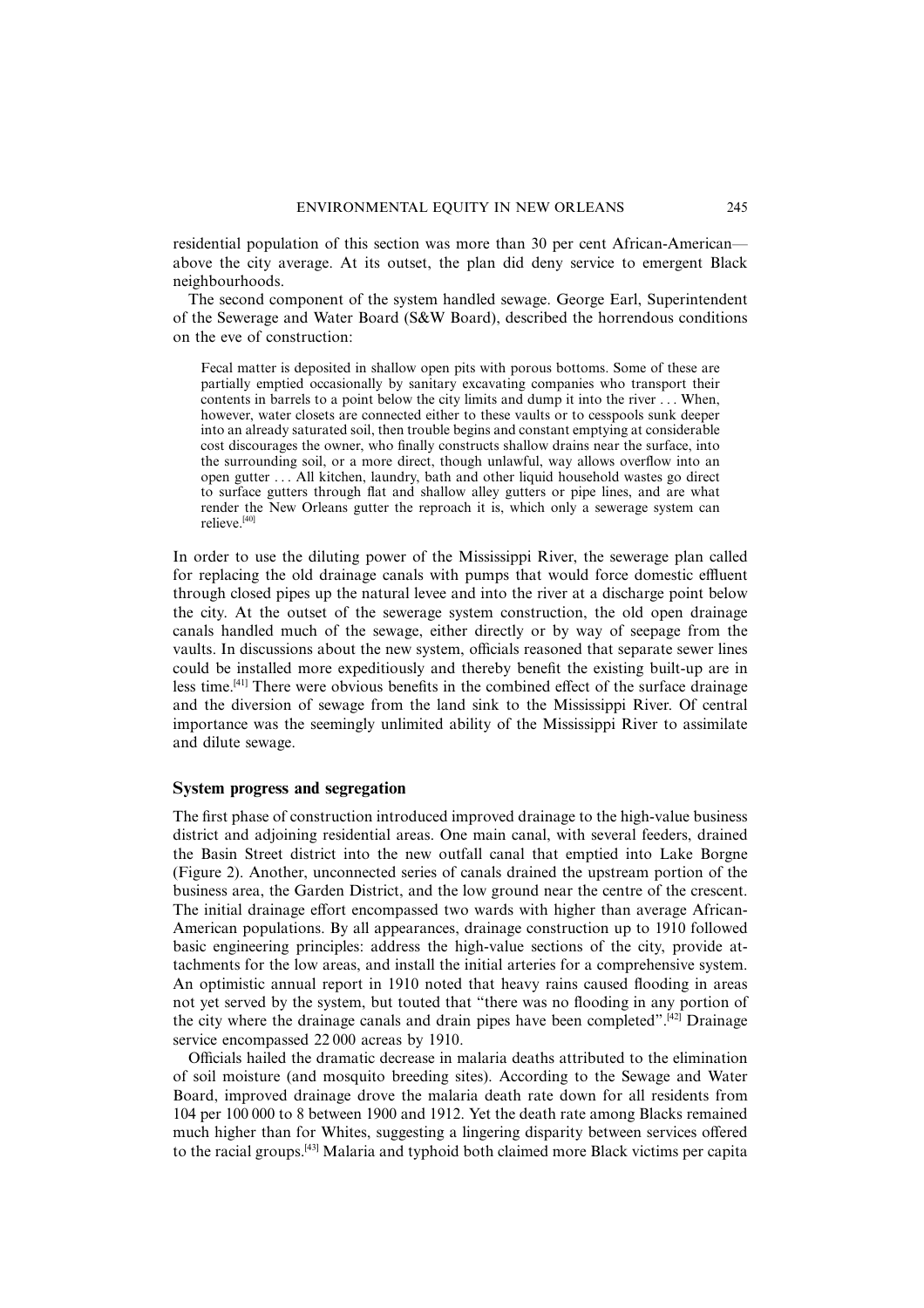residential population of this section was more than 30 per cent African-American—above the city average. At its outset, the plan did deny service to emergent Black neighbourhoods.

The second component of the system handled sewage. George Earl, Superintendent of the Sewerage and Water Board (S&W Board), described the horrendous conditions on the eve of construction:

> Fecal matter is deposited in shallow open pits with porous bottoms. Some of these are partially emptied occasionally by sanitary excavating companies who transport their contents in barrels to a point below the city limits and dump it into the river . . . When, however, water closets are connected either to these vaults or to cesspools sunk deeper into an already saturated soil, then trouble begins and constant emptying at considerable cost discourages the owner, who finally constructs shallow drains near the surface, into the surrounding soil, or a more direct, though unlawful, way allows overflow into an open gutter . . . All kitchen, laundry, bath and other liquid household wastes go direct to surface gutters through flat and shallow alley gutters or pipe lines, and are what render the New Orleans gutter the reproach it is, which only a sewerage system can relieve.[40]

In order to use the diluting power of the Mississippi River, the sewerage plan called for replacing the old drainage canals with pumps that would force domestic effluent through closed pipes up the natural levee and into the river at a discharge point below the city. At the outset of the sewerage system construction, the old open drainage canals handled much of the sewage, either directly or by way of seepage from the vaults. In discussions about the new system, officials reasoned that separate sewer lines could be installed more expeditiously and thereby benefit the existing built-up are in less time.[41] There were obvious benefits in the combined effect of the surface drainage and the diversion of sewage from the land sink to the Mississippi River. Of central importance was the seemingly unlimited ability of the Mississippi River to assimilate and dilute sewage.

## System progress and segregation

The first phase of construction introduced improved drainage to the high-value business district and adjoining residential areas. One main canal, with several feeders, drained the Basin Street district into the new outfall canal that emptied into Lake Borgne (Figure 2). Another, unconnected series of canals drained the upstream portion of the business area, the Garden District, and the low ground near the centre of the crescent. The initial drainage effort encompassed two wards with higher than average African-American populations. By all appearances, drainage construction up to 1910 followed basic engineering principles: address the high-value sections of the city, provide attachments for the low areas, and install the initial arteries for a comprehensive system. An optimistic annual report in 1910 noted that heavy rains caused flooding in areas not yet served by the system, but touted that "there was no flooding in any portion of the city where the drainage canals and drain pipes have been completed".[42] Drainage service encompassed 22 000 acreas by 1910.

Officials hailed the dramatic decrease in malaria deaths attributed to the elimination of soil moisture (and mosquito breeding sites). According to the Sewage and Water Board, improved drainage drove the malaria death rate down for all residents from 104 per 100 000 to 8 between 1900 and 1912. Yet the death rate among Blacks remained much higher than for Whites, suggesting a lingering disparity between services offered to the racial groups.[43] Malaria and typhoid both claimed more Black victims per capita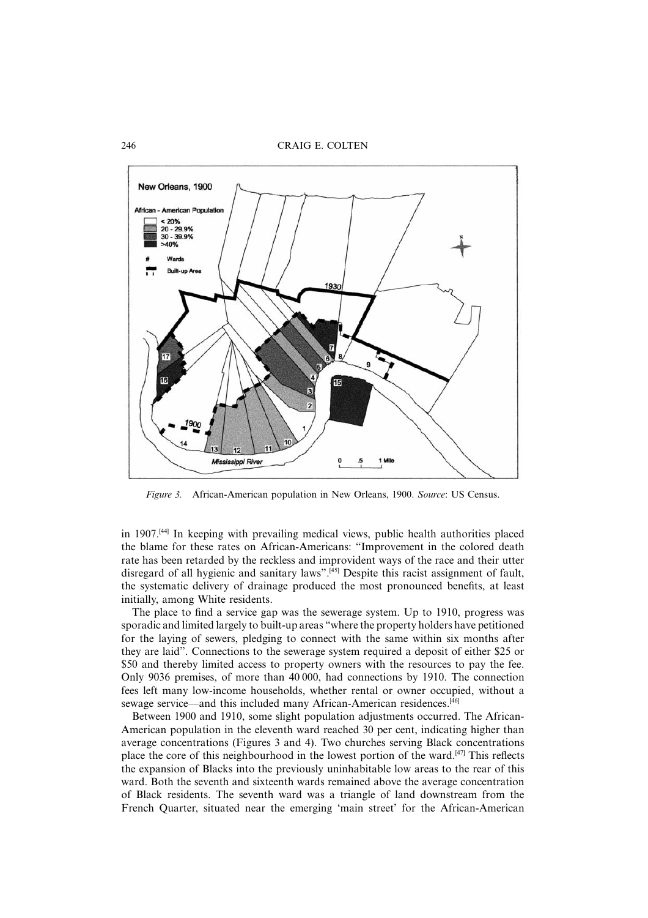*Figure 3.* African-American population in New Orleans, 1900. *Source*: US Census.

in 1907.[44] In keeping with prevailing medical views, public health authorities placed the blame for these rates on African-Americans: "Improvement in the colored death rate has been retarded by the reckless and improvident ways of the race and their utter disregard of all hygienic and sanitary laws".[45] Despite this racist assignment of fault, the systematic delivery of drainage produced the most pronounced benefits, at least initially, among White residents.

The place to find a service gap was the sewerage system. Up to 1910, progress was sporadic and limited largely to built-up areas "where the property holders have petitioned for the laying of sewers, pledging to connect with the same within six months after they are laid". Connections to the sewerage system required a deposit of either $25 or $50 and thereby limited access to property owners with the resources to pay the fee. Only 9036 premises, of more than 40 000, had connections by 1910. The connection fees left many low-income households, whether rental or owner occupied, without a sewage service—and this included many African-American residences.[46]

Between 1900 and 1910, some slight population adjustments occurred. The African-American population in the eleventh ward reached 30 per cent, indicating higher than average concentrations (Figures 3 and 4). Two churches serving Black concentrations place the core of this neighbourhood in the lowest portion of the ward.[47] This reflects the expansion of Blacks into the previously uninhabitable low areas to the rear of this ward. Both the seventh and sixteenth wards remained above the average concentration of Black residents. The seventh ward was a triangle of land downstream from the French Quarter, situated near the emerging 'main street' for the African-American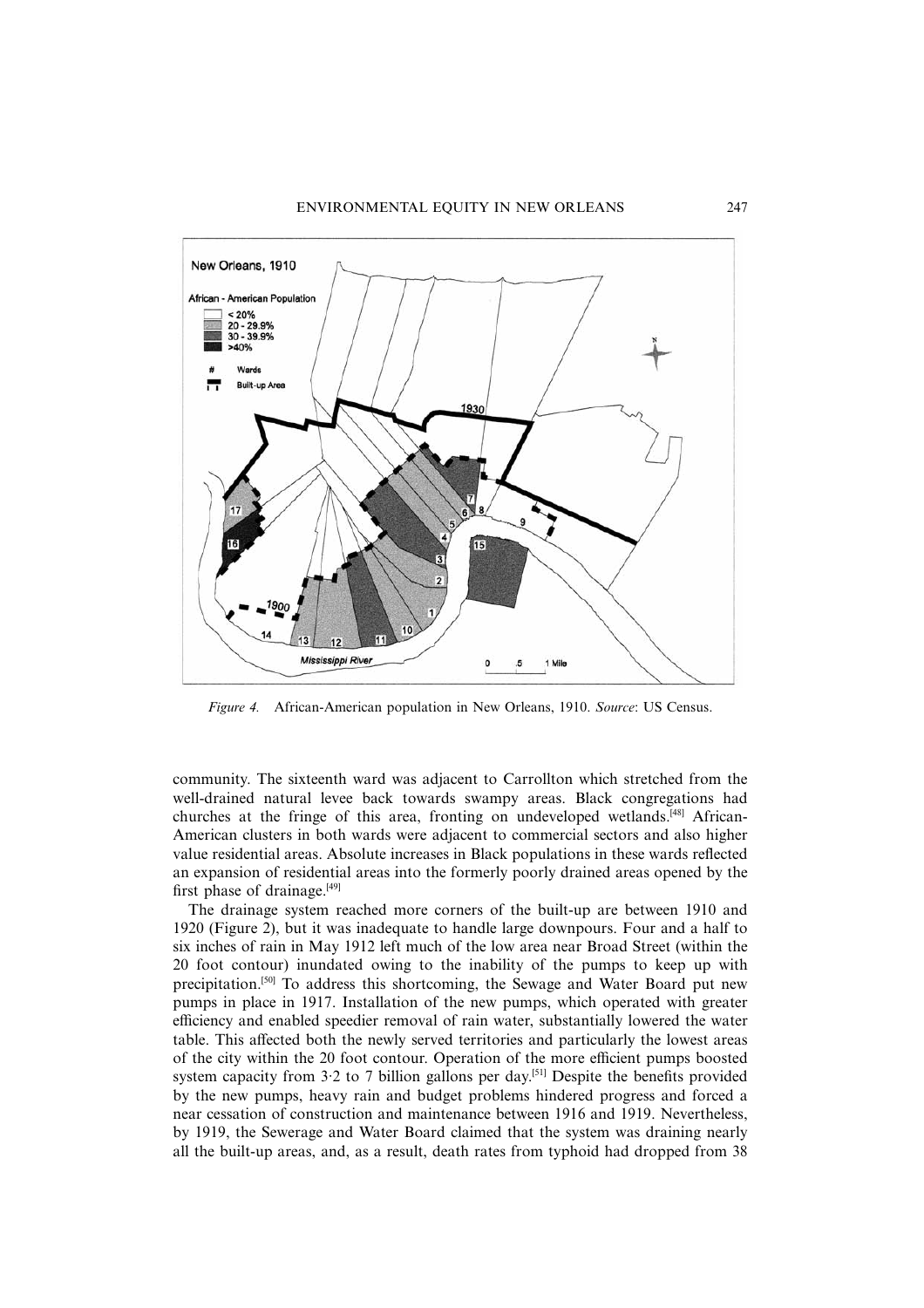*Figure 4.* African-American population in New Orleans, 1910. *Source*: US Census.

community. The sixteenth ward was adjacent to Carrollton which stretched from the well-drained natural levee back towards swampy areas. Black congregations had churches at the fringe of this area, fronting on undeveloped wetlands.[48] African-American clusters in both wards were adjacent to commercial sectors and also higher value residential areas. Absolute increases in Black populations in these wards reflected an expansion of residential areas into the formerly poorly drained areas opened by the first phase of drainage.[49]

The drainage system reached more corners of the built-up are between 1910 and 1920 (Figure 2), but it was inadequate to handle large downpours. Four and a half to six inches of rain in May 1912 left much of the low area near Broad Street (within the 20 foot contour) inundated owing to the inability of the pumps to keep up with precipitation.[50] To address this shortcoming, the Sewage and Water Board put new pumps in place in 1917. Installation of the new pumps, which operated with greater efficiency and enabled speedier removal of rain water, substantially lowered the water table. This affected both the newly served territories and particularly the lowest areas of the city within the 20 foot contour. Operation of the more efficient pumps boosted system capacity from 3·2 to 7 billion gallons per day.[51] Despite the benefits provided by the new pumps, heavy rain and budget problems hindered progress and forced a near cessation of construction and maintenance between 1916 and 1919. Nevertheless, by 1919, the Sewerage and Water Board claimed that the system was draining nearly all the built-up areas, and, as a result, death rates from typhoid had dropped from 38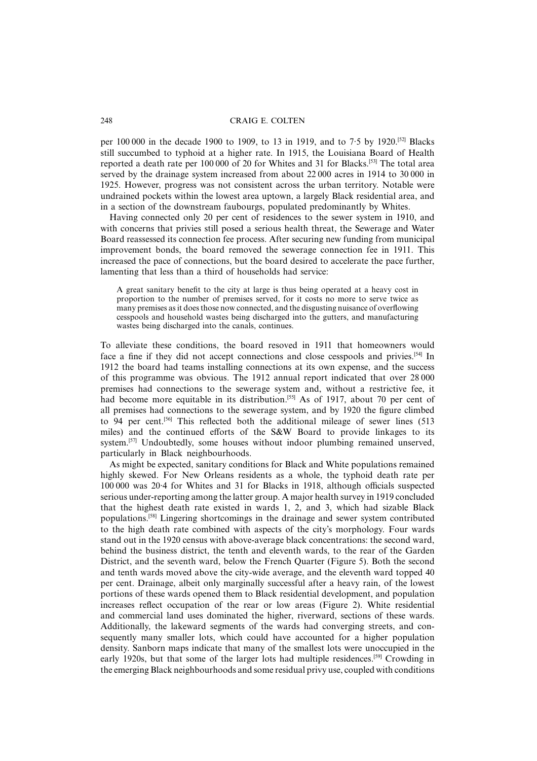per 100 000 in the decade 1900 to 1909, to 13 in 1919, and to 7·5 by 1920.[52] Blacks still succumbed to typhoid at a higher rate. In 1915, the Louisiana Board of Health reported a death rate per 100 000 of 20 for Whites and 31 for Blacks.[53] The total area served by the drainage system increased from about 22 000 acres in 1914 to 30 000 in 1925. However, progress was not consistent across the urban territory. Notable were undrained pockets within the lowest area uptown, a largely Black residential area, and in a section of the downstream faubourgs, populated predominantly by Whites.

Having connected only 20 per cent of residences to the sewer system in 1910, and with concerns that privies still posed a serious health threat, the Sewerage and Water Board reassessed its connection fee process. After securing new funding from municipal improvement bonds, the board removed the sewerage connection fee in 1911. This increased the pace of connections, but the board desired to accelerate the pace further, lamenting that less than a third of households had service:

> A great sanitary benefit to the city at large is thus being operated at a heavy cost in proportion to the number of premises served, for it costs no more to serve twice as many premises as it does those now connected, and the disgusting nuisance of overflowing cesspools and household wastes being discharged into the gutters, and manufacturing wastes being discharged into the canals, continues.

To alleviate these conditions, the board resoved in 1911 that homeowners would face a fine if they did not accept connections and close cesspools and privies.[54] In 1912 the board had teams installing connections at its own expense, and the success of this programme was obvious. The 1912 annual report indicated that over 28 000 premises had connections to the sewerage system and, without a restrictive fee, it had become more equitable in its distribution.[55] As of 1917, about 70 per cent of all premises had connections to the sewerage system, and by 1920 the figure climbed to 94 per cent.[56] This reflected both the additional mileage of sewer lines (513 miles) and the continued efforts of the S&W Board to provide linkages to its system.[57] Undoubtedly, some houses without indoor plumbing remained unserved, particularly in Black neighbourhoods.

As might be expected, sanitary conditions for Black and White populations remained highly skewed. For New Orleans residents as a whole, the typhoid death rate per 100 000 was 20·4 for Whites and 31 for Blacks in 1918, although officials suspected serious under-reporting among the latter group. A major health survey in 1919 concluded that the highest death rate existed in wards 1, 2, and 3, which had sizable Black populations.[58] Lingering shortcomings in the drainage and sewer system contributed to the high death rate combined with aspects of the city's morphology. Four wards stand out in the 1920 census with above-average black concentrations: the second ward, behind the business district, the tenth and eleventh wards, to the rear of the Garden District, and the seventh ward, below the French Quarter (Figure 5). Both the second and tenth wards moved above the city-wide average, and the eleventh ward topped 40 per cent. Drainage, albeit only marginally successful after a heavy rain, of the lowest portions of these wards opened them to Black residential development, and population increases reflect occupation of the rear or low areas (Figure 2). White residential and commercial land uses dominated the higher, riverward, sections of these wards. Additionally, the lakeward segments of the wards had converging streets, and consequently many smaller lots, which could have accounted for a higher population density. Sanborn maps indicate that many of the smallest lots were unoccupied in the early 1920s, but that some of the larger lots had multiple residences.[59] Crowding in the emerging Black neighbourhoods and some residual privy use, coupled with conditions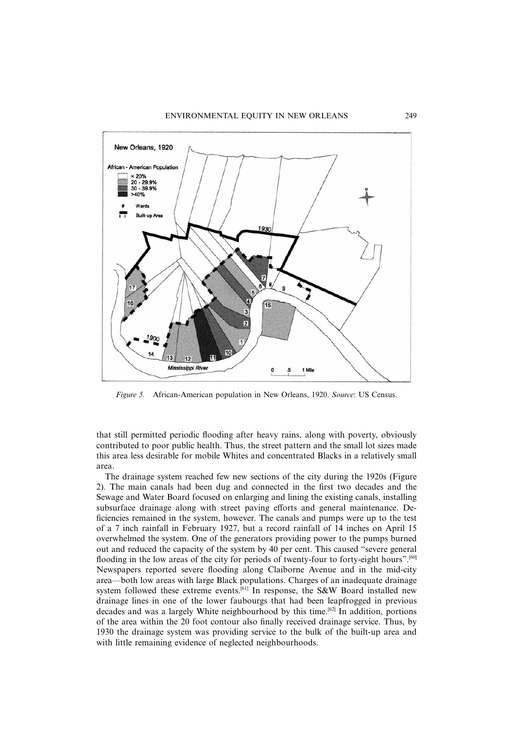*Figure 5.* African-American population in New Orleans, 1920. *Source*: US Census.

that still permitted periodic flooding after heavy rains, along with poverty, obviously contributed to poor public health. Thus, the street pattern and the small lot sizes made this area less desirable for mobile Whites and concentrated Blacks in a relatively small area.

The drainage system reached few new sections of the city during the 1920s (Figure 2). The main canals had been dug and connected in the first two decades and the Sewage and Water Board focused on enlarging and lining the existing canals, installing subsurface drainage along with street paving efforts and general maintenance. Deficiencies remained in the system, however. The canals and pumps were up to the test of a 7 inch rainfall in February 1927, but a record rainfall of 14 inches on April 15 overwhelmed the system. One of the generators providing power to the pumps burned out and reduced the capacity of the system by 40 per cent. This caused "severe general flooding in the low areas of the city for periods of twenty-four to forty-eight hours".[60] Newspapers reported severe flooding along Claiborne Avenue and in the mid-city area—both low areas with large Black populations. Charges of an inadequate drainage system followed these extreme events.[61] In response, the S&W Board installed new drainage lines in one of the lower faubourgs that had been leapfrogged in previous decades and was a largely White neighbourhood by this time.[62] In addition, portions of the area within the 20 foot contour also finally received drainage service. Thus, by 1930 the drainage system was providing service to the bulk of the built-up area and with little remaining evidence of neglected neighbourhoods.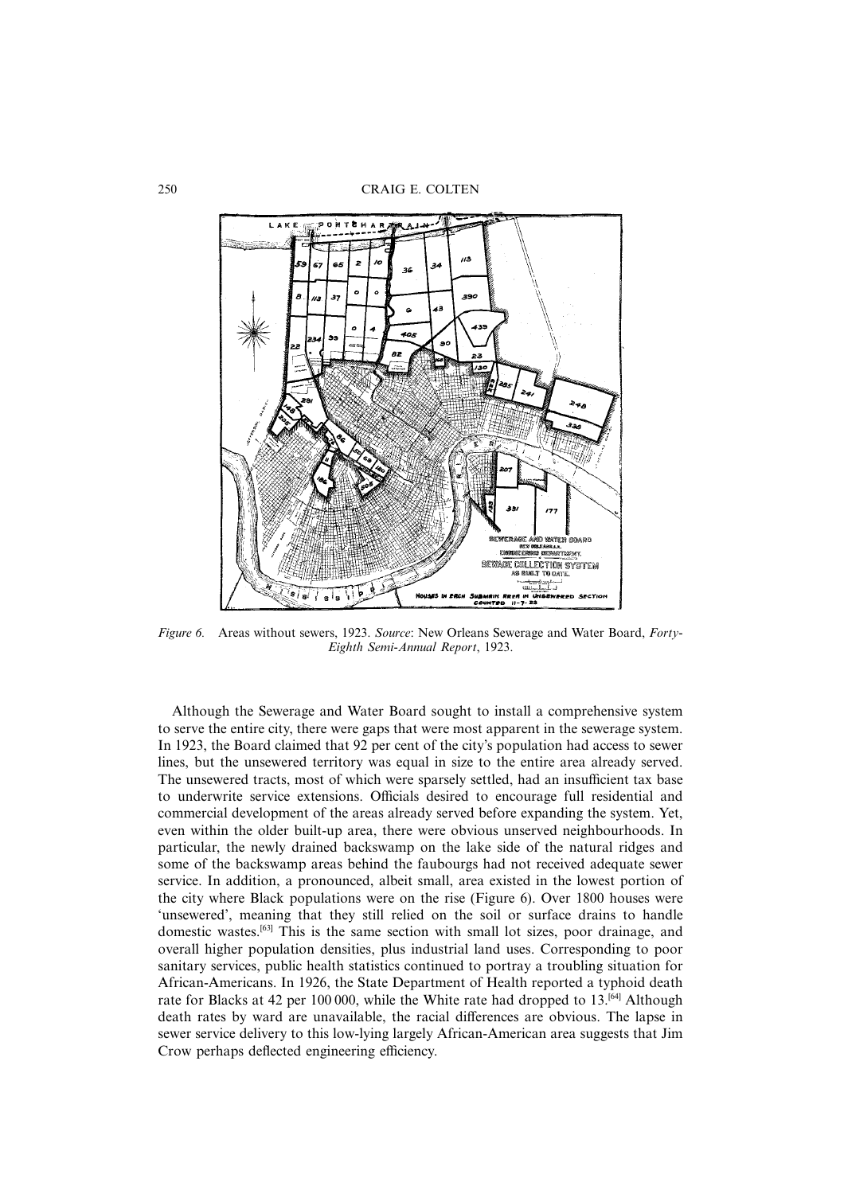*Figure 6.* Areas without sewers, 1923. *Source*: New Orleans Sewerage and Water Board, *Forty-Eighth Semi-Annual Report*, 1923.

Although the Sewerage and Water Board sought to install a comprehensive system to serve the entire city, there were gaps that were most apparent in the sewerage system. In 1923, the Board claimed that 92 per cent of the city's population had access to sewer lines, but the unsewered territory was equal in size to the entire area already served. The unsewered tracts, most of which were sparsely settled, had an insufficient tax base to underwrite service extensions. Officials desired to encourage full residential and commercial development of the areas already served before expanding the system. Yet, even within the older built-up area, there were obvious unserved neighbourhoods. In particular, the newly drained backswamp on the lake side of the natural ridges and some of the backswamp areas behind the faubourgs had not received adequate sewer service. In addition, a pronounced, albeit small, area existed in the lowest portion of the city where Black populations were on the rise (Figure 6). Over 1800 houses were 'unsewered', meaning that they still relied on the soil or surface drains to handle domestic wastes.[63] This is the same section with small lot sizes, poor drainage, and overall higher population densities, plus industrial land uses. Corresponding to poor sanitary services, public health statistics continued to portray a troubling situation for African-Americans. In 1926, the State Department of Health reported a typhoid death rate for Blacks at 42 per 100 000, while the White rate had dropped to 13.[64] Although death rates by ward are unavailable, the racial differences are obvious. The lapse in sewer service delivery to this low-lying largely African-American area suggests that Jim Crow perhaps deflected engineering efficiency.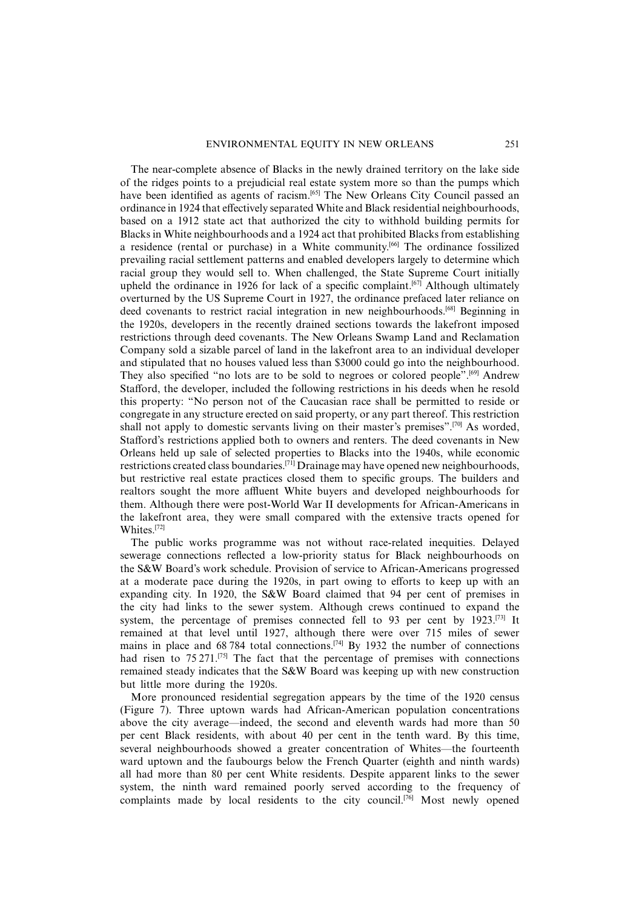The near-complete absence of Blacks in the newly drained territory on the lake side of the ridges points to a prejudicial real estate system more so than the pumps which have been identified as agents of racism.[65] The New Orleans City Council passed an ordinance in 1924 that effectively separated White and Black residential neighbourhoods, based on a 1912 state act that authorized the city to withhold building permits for Blacks in White neighbourhoods and a 1924 act that prohibited Blacks from establishing a residence (rental or purchase) in a White community.[66] The ordinance fossilized prevailing racial settlement patterns and enabled developers largely to determine which racial group they would sell to. When challenged, the State Supreme Court initially upheld the ordinance in 1926 for lack of a specific complaint.[67] Although ultimately overturned by the US Supreme Court in 1927, the ordinance prefaced later reliance on deed covenants to restrict racial integration in new neighbourhoods.[68] Beginning in the 1920s, developers in the recently drained sections towards the lakefront imposed restrictions through deed covenants. The New Orleans Swamp Land and Reclamation Company sold a sizable parcel of land in the lakefront area to an individual developer and stipulated that no houses valued less than $3000 could go into the neighbourhood. They also specified "no lots are to be sold to negroes or colored people".[69] Andrew Stafford, the developer, included the following restrictions in his deeds when he resold this property: "No person not of the Caucasian race shall be permitted to reside or congregate in any structure erected on said property, or any part thereof. This restriction shall not apply to domestic servants living on their master's premises".[70] As worded, Stafford's restrictions applied both to owners and renters. The deed covenants in New Orleans held up sale of selected properties to Blacks into the 1940s, while economic restrictions created class boundaries.[71] Drainage may have opened new neighbourhoods, but restrictive real estate practices closed them to specific groups. The builders and realtors sought the more affluent White buyers and developed neighbourhoods for them. Although there were post-World War II developments for African-Americans in the lakefront area, they were small compared with the extensive tracts opened for Whites.[72]

The public works programme was not without race-related inequities. Delayed sewerage connections reflected a low-priority status for Black neighbourhoods on the S&W Board's work schedule. Provision of service to African-Americans progressed at a moderate pace during the 1920s, in part owing to efforts to keep up with an expanding city. In 1920, the S&W Board claimed that 94 per cent of premises in the city had links to the sewer system. Although crews continued to expand the system, the percentage of premises connected fell to 93 per cent by 1923.[73] It remained at that level until 1927, although there were over 715 miles of sewer mains in place and 68 784 total connections.[74] By 1932 the number of connections had risen to 75 271.[75] The fact that the percentage of premises with connections remained steady indicates that the S&W Board was keeping up with new construction but little more during the 1920s.

More pronounced residential segregation appears by the time of the 1920 census (Figure 7). Three uptown wards had African-American population concentrations above the city average—indeed, the second and eleventh wards had more than 50 per cent Black residents, with about 40 per cent in the tenth ward. By this time, several neighbourhoods showed a greater concentration of Whites—the fourteenth ward uptown and the faubourgs below the French Quarter (eighth and ninth wards) all had more than 80 per cent White residents. Despite apparent links to the sewer system, the ninth ward remained poorly served according to the frequency of complaints made by local residents to the city council.[76] Most newly opened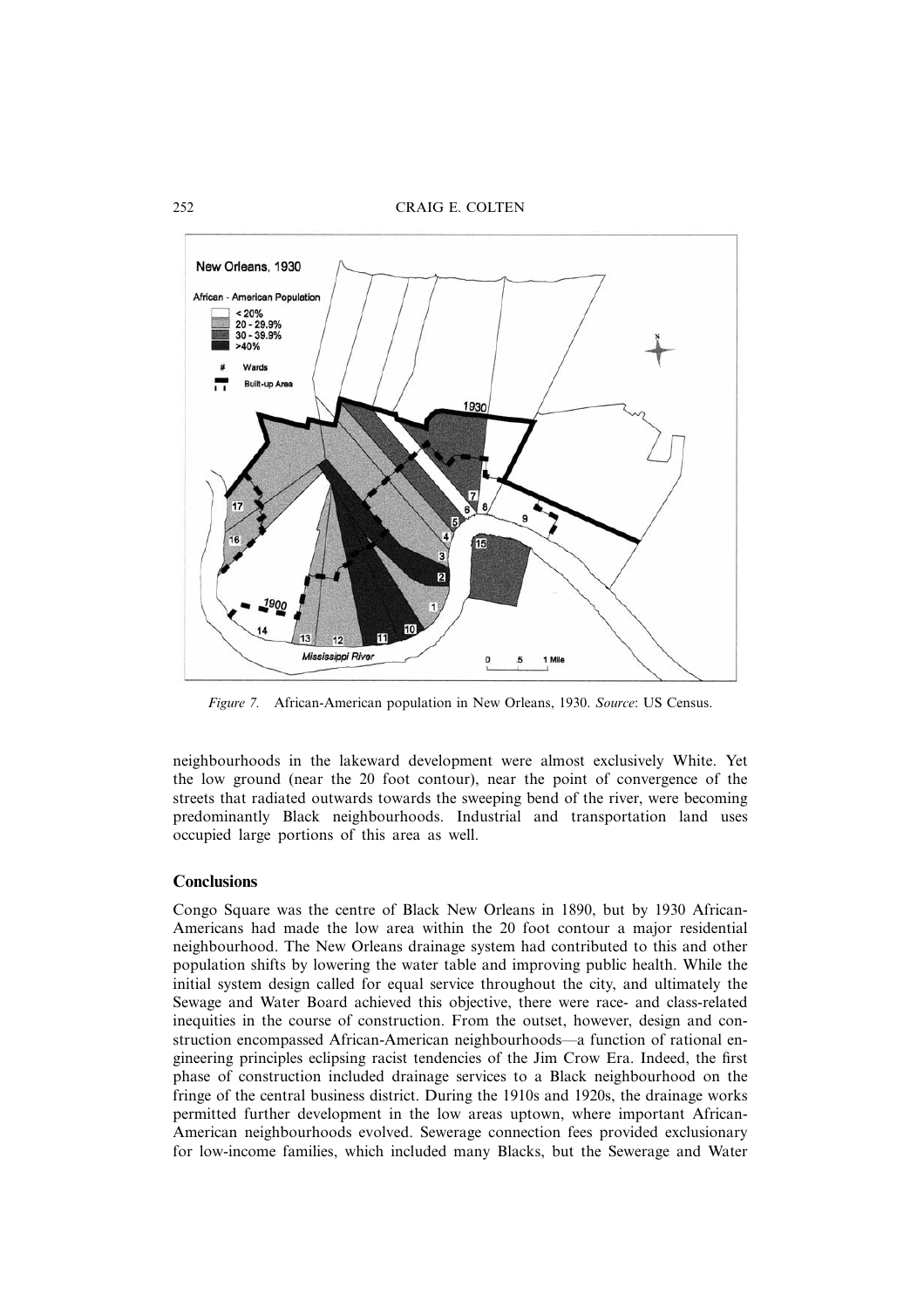*Figure 7.* African-American population in New Orleans, 1930. *Source*: US Census.

neighbourhoods in the lakeward development were almost exclusively White. Yet the low ground (near the 20 foot contour), near the point of convergence of the streets that radiated outwards towards the sweeping bend of the river, were becoming predominantly Black neighbourhoods. Industrial and transportation land uses occupied large portions of this area as well.

## Conclusions

Congo Square was the centre of Black New Orleans in 1890, but by 1930 African-Americans had made the low area within the 20 foot contour a major residential neighbourhood. The New Orleans drainage system had contributed to this and other population shifts by lowering the water table and improving public health. While the initial system design called for equal service throughout the city, and ultimately the Sewage and Water Board achieved this objective, there were race- and class-related inequities in the course of construction. From the outset, however, design and construction encompassed African-American neighbourhoods—a function of rational engineering principles eclipsing racist tendencies of the Jim Crow Era. Indeed, the first phase of construction included drainage services to a Black neighbourhood on the fringe of the central business district. During the 1910s and 1920s, the drainage works permitted further development in the low areas uptown, where important African-American neighbourhoods evolved. Sewerage connection fees provided exclusionary for low-income families, which included many Blacks, but the Sewerage and Water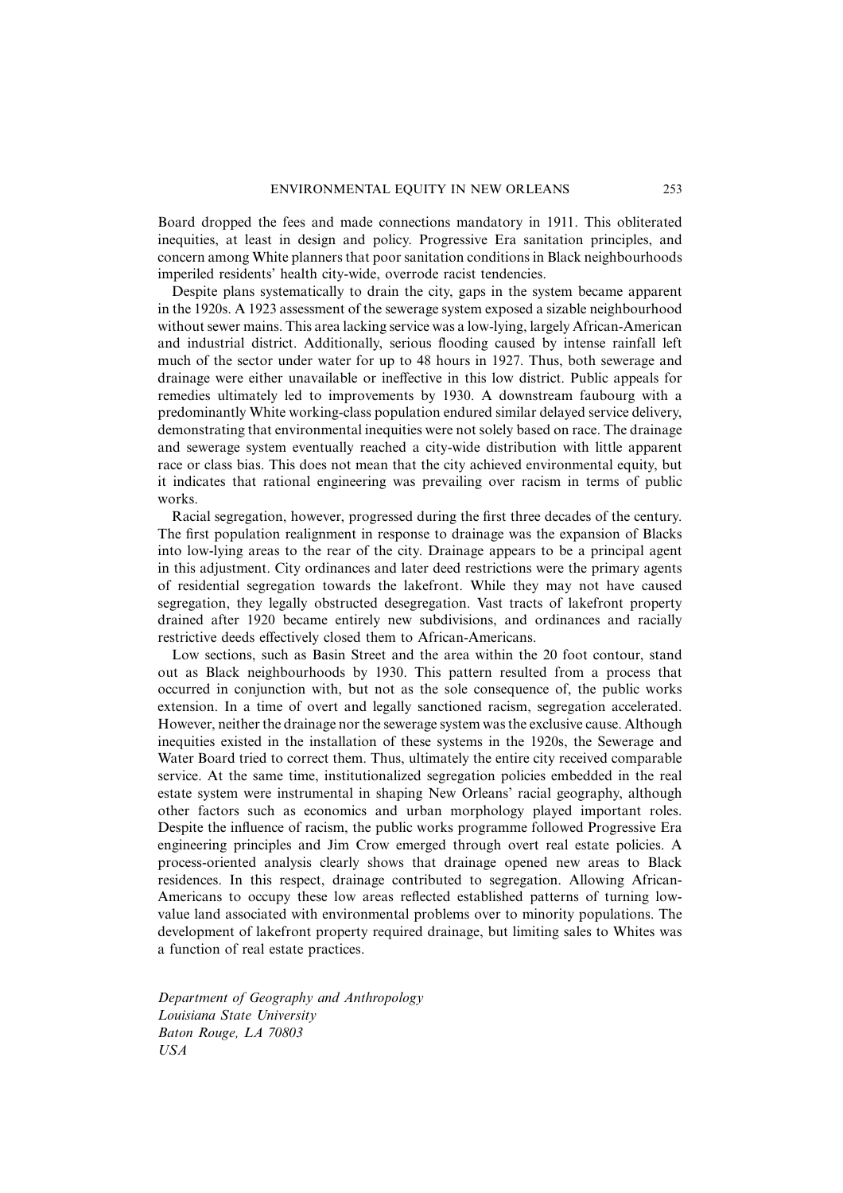Board dropped the fees and made connections mandatory in 1911. This obliterated inequities, at least in design and policy. Progressive Era sanitation principles, and concern among White planners that poor sanitation conditions in Black neighbourhoods imperiled residents' health city-wide, overrode racist tendencies.

Despite plans systematically to drain the city, gaps in the system became apparent in the 1920s. A 1923 assessment of the sewerage system exposed a sizable neighbourhood without sewer mains. This area lacking service was a low-lying, largely African-American and industrial district. Additionally, serious flooding caused by intense rainfall left much of the sector under water for up to 48 hours in 1927. Thus, both sewerage and drainage were either unavailable or ineffective in this low district. Public appeals for remedies ultimately led to improvements by 1930. A downstream faubourg with a predominantly White working-class population endured similar delayed service delivery, demonstrating that environmental inequities were not solely based on race. The drainage and sewerage system eventually reached a city-wide distribution with little apparent race or class bias. This does not mean that the city achieved environmental equity, but it indicates that rational engineering was prevailing over racism in terms of public works.

Racial segregation, however, progressed during the first three decades of the century. The first population realignment in response to drainage was the expansion of Blacks into low-lying areas to the rear of the city. Drainage appears to be a principal agent in this adjustment. City ordinances and later deed restrictions were the primary agents of residential segregation towards the lakefront. While they may not have caused segregation, they legally obstructed desegregation. Vast tracts of lakefront property drained after 1920 became entirely new subdivisions, and ordinances and racially restrictive deeds effectively closed them to African-Americans.

Low sections, such as Basin Street and the area within the 20 foot contour, stand out as Black neighbourhoods by 1930. This pattern resulted from a process that occurred in conjunction with, but not as the sole consequence of, the public works extension. In a time of overt and legally sanctioned racism, segregation accelerated. However, neither the drainage nor the sewerage system was the exclusive cause. Although inequities existed in the installation of these systems in the 1920s, the Sewerage and Water Board tried to correct them. Thus, ultimately the entire city received comparable service. At the same time, institutionalized segregation policies embedded in the real estate system were instrumental in shaping New Orleans' racial geography, although other factors such as economics and urban morphology played important roles. Despite the influence of racism, the public works programme followed Progressive Era engineering principles and Jim Crow emerged through overt real estate policies. A process-oriented analysis clearly shows that drainage opened new areas to Black residences. In this respect, drainage contributed to segregation. Allowing African-Americans to occupy these low areas reflected established patterns of turning low-value land associated with environmental problems over to minority populations. The development of lakefront property required drainage, but limiting sales to Whites was a function of real estate practices.

*Department of Geography and Anthropology*
*Louisiana State University*
*Baton Rouge, LA 70803*
*USA*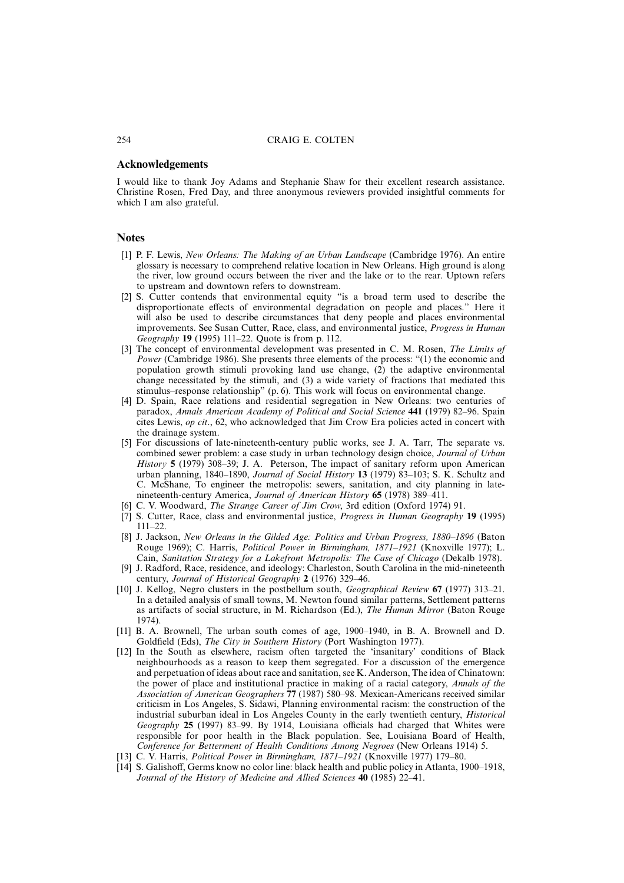## Acknowledgements

I would like to thank Joy Adams and Stephanie Shaw for their excellent research assistance. Christine Rosen, Fred Day, and three anonymous reviewers provided insightful comments for which I am also grateful.

## Notes

[1] P. F. Lewis, *New Orleans: The Making of an Urban Landscape* (Cambridge 1976). An entire glossary is necessary to comprehend relative location in New Orleans. High ground is along the river, low ground occurs between the river and the lake or to the rear. Uptown refers to upstream and downtown refers to downstream.

[2] S. Cutter contends that environmental equity "is a broad term used to describe the disproportionate effects of environmental degradation on people and places." Here it will also be used to describe circumstances that deny people and places environmental improvements. See Susan Cutter, Race, class, and environmental justice, *Progress in Human Geography* **19** (1995) 111–22. Quote is from p. 112.

[3] The concept of environmental development was presented in C. M. Rosen, *The Limits of Power* (Cambridge 1986). She presents three elements of the process: "(1) the economic and population growth stimuli provoking land use change, (2) the adaptive environmental change necessitated by the stimuli, and (3) a wide variety of fractions that mediated this stimulus–response relationship" (p. 6). This work will focus on environmental change.

[4] D. Spain, Race relations and residential segregation in New Orleans: two centuries of paradox, *Annals American Academy of Political and Social Science* **441** (1979) 82–96. Spain cites Lewis, *op cit*., 62, who acknowledged that Jim Crow Era policies acted in concert with the drainage system.

[5] For discussions of late-nineteenth-century public works, see J. A. Tarr, The separate vs. combined sewer problem: a case study in urban technology design choice, *Journal of Urban History* **5** (1979) 308–39; J. A. Peterson, The impact of sanitary reform upon American urban planning, 1840–1890, *Journal of Social History* **13** (1979) 83–103; S. K. Schultz and C. McShane, To engineer the metropolis: sewers, sanitation, and city planning in late-nineteenth-century America, *Journal of American History* **65** (1978) 389–411.

[6] C. V. Woodward, *The Strange Career of Jim Crow*, 3rd edition (Oxford 1974) 91.

[7] S. Cutter, Race, class and environmental justice, *Progress in Human Geography* **19** (1995) 111–22.

[8] J. Jackson, *New Orleans in the Gilded Age: Politics and Urban Progress, 1880–1896* (Baton Rouge 1969); C. Harris, *Political Power in Birmingham, 1871–1921* (Knoxville 1977); L. Cain, *Sanitation Strategy for a Lakefront Metropolis: The Case of Chicago* (Dekalb 1978).

[9] J. Radford, Race, residence, and ideology: Charleston, South Carolina in the mid-nineteenth century, *Journal of Historical Geography* **2** (1976) 329–46.

[10] J. Kellog, Negro clusters in the postbellum south, *Geographical Review* **67** (1977) 313–21. In a detailed analysis of small towns, M. Newton found similar patterns, Settlement patterns as artifacts of social structure, in M. Richardson (Ed.), *The Human Mirror* (Baton Rouge 1974).

[11] B. A. Brownell, The urban south comes of age, 1900–1940, in B. A. Brownell and D. Goldfield (Eds), *The City in Southern History* (Port Washington 1977).

[12] In the South as elsewhere, racism often targeted the 'insanitary' conditions of Black neighbourhoods as a reason to keep them segregated. For a discussion of the emergence and perpetuation of ideas about race and sanitation, see K. Anderson, The idea of Chinatown: the power of place and institutional practice in making of a racial category, *Annals of the Association of American Geographers* **77** (1987) 580–98. Mexican-Americans received similar criticism in Los Angeles, S. Sidawi, Planning environmental racism: the construction of the industrial suburban ideal in Los Angeles County in the early twentieth century, *Historical Geography* **25** (1997) 83–99. By 1914, Louisiana officials had charged that Whites were responsible for poor health in the Black population. See, Louisiana Board of Health, *Conference for Betterment of Health Conditions Among Negroes* (New Orleans 1914) 5.

[13] C. V. Harris, *Political Power in Birmingham, 1871–1921* (Knoxville 1977) 179–80.

[14] S. Galishoff, Germs know no color line: black health and public policy in Atlanta, 1900–1918, *Journal of the History of Medicine and Allied Sciences* **40** (1985) 22–41.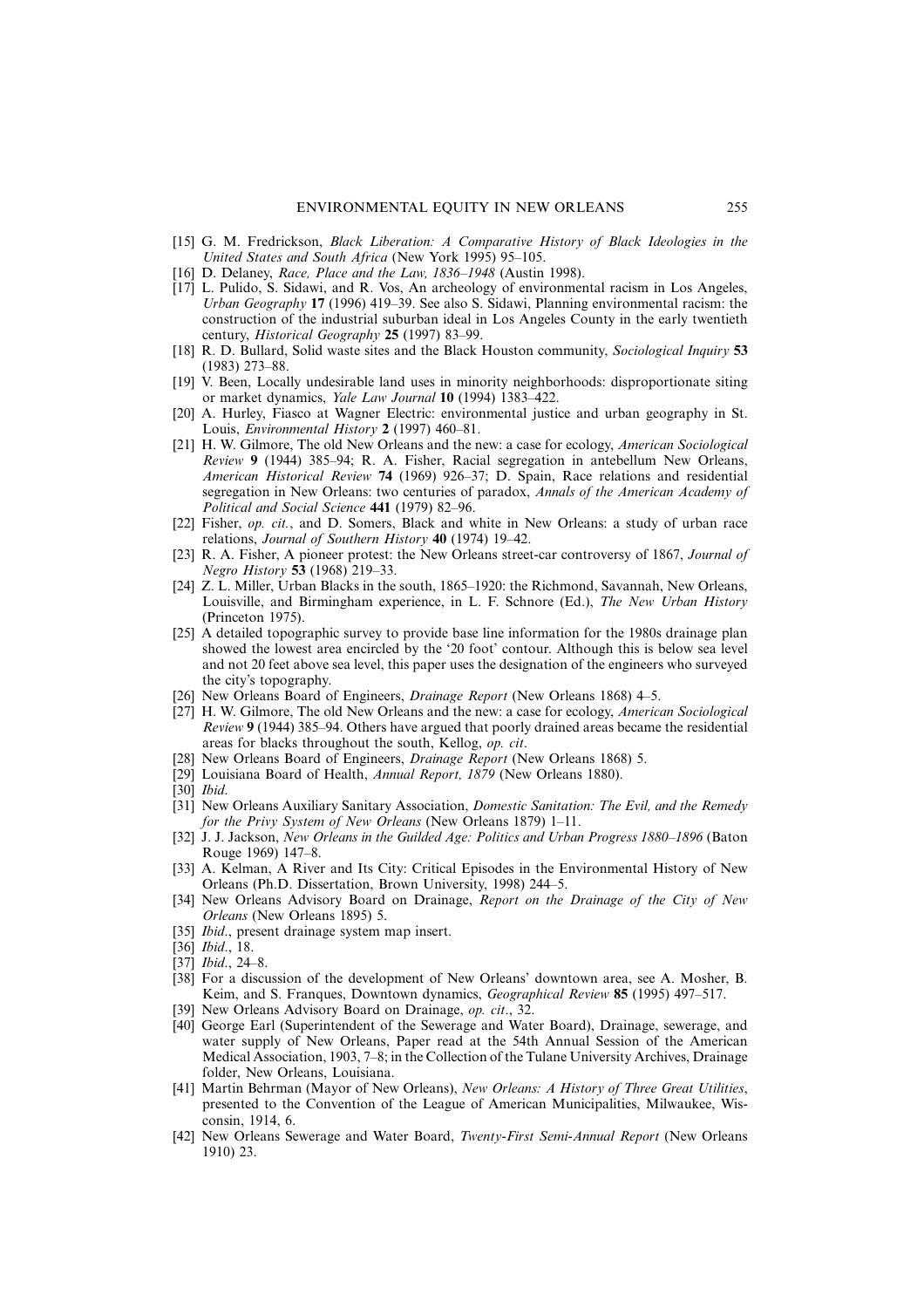[15] G. M. Fredrickson, *Black Liberation: A Comparative History of Black Ideologies in the United States and South Africa* (New York 1995) 95–105.

[16] D. Delaney, *Race, Place and the Law, 1836–1948* (Austin 1998).

[17] L. Pulido, S. Sidawi, and R. Vos, An archeology of environmental racism in Los Angeles, *Urban Geography* **17** (1996) 419–39. See also S. Sidawi, Planning environmental racism: the construction of the industrial suburban ideal in Los Angeles County in the early twentieth century, *Historical Geography* **25** (1997) 83–99.

[18] R. D. Bullard, Solid waste sites and the Black Houston community, *Sociological Inquiry* **53** (1983) 273–88.

[19] V. Been, Locally undesirable land uses in minority neighborhoods: disproportionate siting or market dynamics, *Yale Law Journal* **10** (1994) 1383–422.

[20] A. Hurley, Fiasco at Wagner Electric: environmental justice and urban geography in St. Louis, *Environmental History* **2** (1997) 460–81.

[21] H. W. Gilmore, The old New Orleans and the new: a case for ecology, *American Sociological Review* **9** (1944) 385–94; R. A. Fisher, Racial segregation in antebellum New Orleans, *American Historical Review* **74** (1969) 926–37; D. Spain, Race relations and residential segregation in New Orleans: two centuries of paradox, *Annals of the American Academy of Political and Social Science* **441** (1979) 82–96.

[22] Fisher, *op. cit.*, and D. Somers, Black and white in New Orleans: a study of urban race relations, *Journal of Southern History* **40** (1974) 19–42.

[23] R. A. Fisher, A pioneer protest: the New Orleans street-car controversy of 1867, *Journal of Negro History* **53** (1968) 219–33.

[24] Z. L. Miller, Urban Blacks in the south, 1865–1920: the Richmond, Savannah, New Orleans, Louisville, and Birmingham experience, in L. F. Schnore (Ed.), *The New Urban History* (Princeton 1975).

[25] A detailed topographic survey to provide base line information for the 1980s drainage plan showed the lowest area encircled by the '20 foot' contour. Although this is below sea level and not 20 feet above sea level, this paper uses the designation of the engineers who surveyed the city's topography.

[26] New Orleans Board of Engineers, *Drainage Report* (New Orleans 1868) 4–5.

[27] H. W. Gilmore, The old New Orleans and the new: a case for ecology, *American Sociological Review* **9** (1944) 385–94. Others have argued that poorly drained areas became the residential areas for blacks throughout the south, Kellog, *op. cit*.

[28] New Orleans Board of Engineers, *Drainage Report* (New Orleans 1868) 5.

[29] Louisiana Board of Health, *Annual Report, 1879* (New Orleans 1880).

[30] *Ibid*.

[31] New Orleans Auxiliary Sanitary Association, *Domestic Sanitation: The Evil, and the Remedy for the Privy System of New Orleans* (New Orleans 1879) 1–11.

[32] J. J. Jackson, *New Orleans in the Guilded Age: Politics and Urban Progress 1880–1896* (Baton Rouge 1969) 147–8.

[33] A. Kelman, A River and Its City: Critical Episodes in the Environmental History of New Orleans (Ph.D. Dissertation, Brown University, 1998) 244–5.

[34] New Orleans Advisory Board on Drainage, *Report on the Drainage of the City of New Orleans* (New Orleans 1895) 5.

[35] *Ibid*., present drainage system map insert.

[36] *Ibid*., 18.

[37] *Ibid*., 24–8.

[38] For a discussion of the development of New Orleans' downtown area, see A. Mosher, B. Keim, and S. Franques, Downtown dynamics, *Geographical Review* **85** (1995) 497–517.

[39] New Orleans Advisory Board on Drainage, *op. cit*., 32.

[40] George Earl (Superintendent of the Sewerage and Water Board), Drainage, sewerage, and water supply of New Orleans, Paper read at the 54th Annual Session of the American Medical Association, 1903, 7–8; in the Collection of the Tulane University Archives, Drainage folder, New Orleans, Louisiana.

[41] Martin Behrman (Mayor of New Orleans), *New Orleans: A History of Three Great Utilities*, presented to the Convention of the League of American Municipalities, Milwaukee, Wisconsin, 1914, 6.

[42] New Orleans Sewerage and Water Board, *Twenty-First Semi-Annual Report* (New Orleans 1910) 23.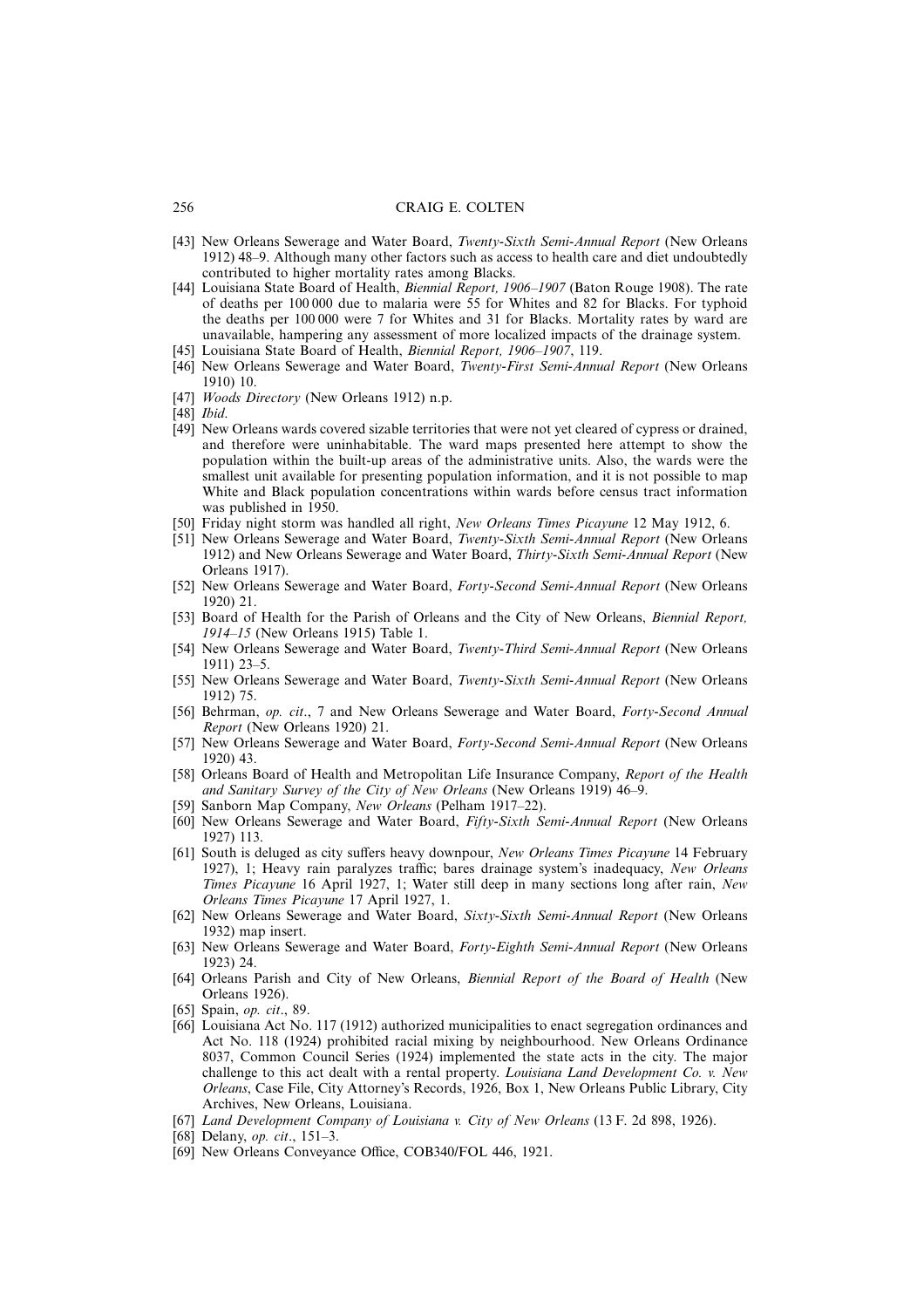[43] New Orleans Sewerage and Water Board, *Twenty-Sixth Semi-Annual Report* (New Orleans 1912) 48–9. Although many other factors such as access to health care and diet undoubtedly contributed to higher mortality rates among Blacks.

[44] Louisiana State Board of Health, *Biennial Report, 1906–1907* (Baton Rouge 1908). The rate of deaths per 100 000 due to malaria were 55 for Whites and 82 for Blacks. For typhoid the deaths per 100 000 were 7 for Whites and 31 for Blacks. Mortality rates by ward are unavailable, hampering any assessment of more localized impacts of the drainage system.

[45] Louisiana State Board of Health, *Biennial Report, 1906–1907*, 119.

[46] New Orleans Sewerage and Water Board, *Twenty-First Semi-Annual Report* (New Orleans 1910) 10.

[47] *Woods Directory* (New Orleans 1912) n.p.

[48] *Ibid*.

[49] New Orleans wards covered sizable territories that were not yet cleared of cypress or drained, and therefore were uninhabitable. The ward maps presented here attempt to show the population within the built-up areas of the administrative units. Also, the wards were the smallest unit available for presenting population information, and it is not possible to map White and Black population concentrations within wards before census tract information was published in 1950.

[50] Friday night storm was handled all right, *New Orleans Times Picayune* 12 May 1912, 6.

[51] New Orleans Sewerage and Water Board, *Twenty-Sixth Semi-Annual Report* (New Orleans 1912) and New Orleans Sewerage and Water Board, *Thirty-Sixth Semi-Annual Report* (New Orleans 1917).

[52] New Orleans Sewerage and Water Board, *Forty-Second Semi-Annual Report* (New Orleans 1920) 21.

[53] Board of Health for the Parish of Orleans and the City of New Orleans, *Biennial Report, 1914–15* (New Orleans 1915) Table 1.

[54] New Orleans Sewerage and Water Board, *Twenty-Third Semi-Annual Report* (New Orleans 1911) 23–5.

[55] New Orleans Sewerage and Water Board, *Twenty-Sixth Semi-Annual Report* (New Orleans 1912) 75.

[56] Behrman, *op. cit*., 7 and New Orleans Sewerage and Water Board, *Forty-Second Annual Report* (New Orleans 1920) 21.

[57] New Orleans Sewerage and Water Board, *Forty-Second Semi-Annual Report* (New Orleans 1920) 43.

[58] Orleans Board of Health and Metropolitan Life Insurance Company, *Report of the Health and Sanitary Survey of the City of New Orleans* (New Orleans 1919) 46–9.

[59] Sanborn Map Company, *New Orleans* (Pelham 1917–22).

[60] New Orleans Sewerage and Water Board, *Fifty-Sixth Semi-Annual Report* (New Orleans 1927) 113.

[61] South is deluged as city suffers heavy downpour, *New Orleans Times Picayune* 14 February 1927), 1; Heavy rain paralyzes traffic; bares drainage system's inadequacy, *New Orleans Times Picayune* 16 April 1927, 1; Water still deep in many sections long after rain, *New Orleans Times Picayune* 17 April 1927, 1.

[62] New Orleans Sewerage and Water Board, *Sixty-Sixth Semi-Annual Report* (New Orleans 1932) map insert.

[63] New Orleans Sewerage and Water Board, *Forty-Eighth Semi-Annual Report* (New Orleans 1923) 24.

[64] Orleans Parish and City of New Orleans, *Biennial Report of the Board of Health* (New Orleans 1926).

[65] Spain, *op. cit*., 89.

[66] Louisiana Act No. 117 (1912) authorized municipalities to enact segregation ordinances and Act No. 118 (1924) prohibited racial mixing by neighbourhood. New Orleans Ordinance 8037, Common Council Series (1924) implemented the state acts in the city. The major challenge to this act dealt with a rental property. *Louisiana Land Development Co. v. New Orleans*, Case File, City Attorney's Records, 1926, Box 1, New Orleans Public Library, City Archives, New Orleans, Louisiana.

[67] *Land Development Company of Louisiana v. City of New Orleans* (13 F. 2d 898, 1926).

[68] Delany, *op. cit*., 151–3.

[69] New Orleans Conveyance Office, COB340/FOL 446, 1921.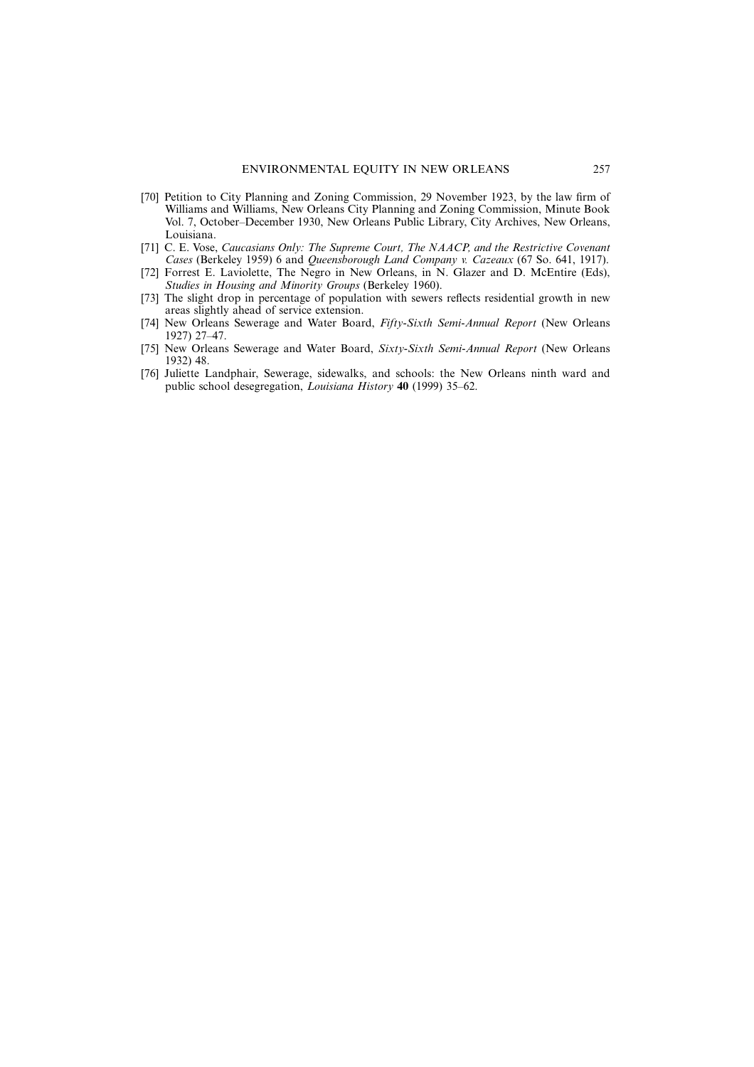[70] Petition to City Planning and Zoning Commission, 29 November 1923, by the law firm of Williams and Williams, New Orleans City Planning and Zoning Commission, Minute Book Vol. 7, October–December 1930, New Orleans Public Library, City Archives, New Orleans, Louisiana.

[71] C. E. Vose, *Caucasians Only: The Supreme Court, The NAACP, and the Restrictive Covenant Cases* (Berkeley 1959) 6 and *Queensborough Land Company v. Cazeaux* (67 So. 641, 1917).

[72] Forrest E. Laviolette, The Negro in New Orleans, in N. Glazer and D. McEntire (Eds), *Studies in Housing and Minority Groups* (Berkeley 1960).

[73] The slight drop in percentage of population with sewers reflects residential growth in new areas slightly ahead of service extension.

[74] New Orleans Sewerage and Water Board, *Fifty-Sixth Semi-Annual Report* (New Orleans 1927) 27–47.

[75] New Orleans Sewerage and Water Board, *Sixty-Sixth Semi-Annual Report* (New Orleans 1932) 48.

[76] Juliette Landphair, Sewerage, sidewalks, and schools: the New Orleans ninth ward and public school desegregation, *Louisiana History* **40** (1999) 35–62.